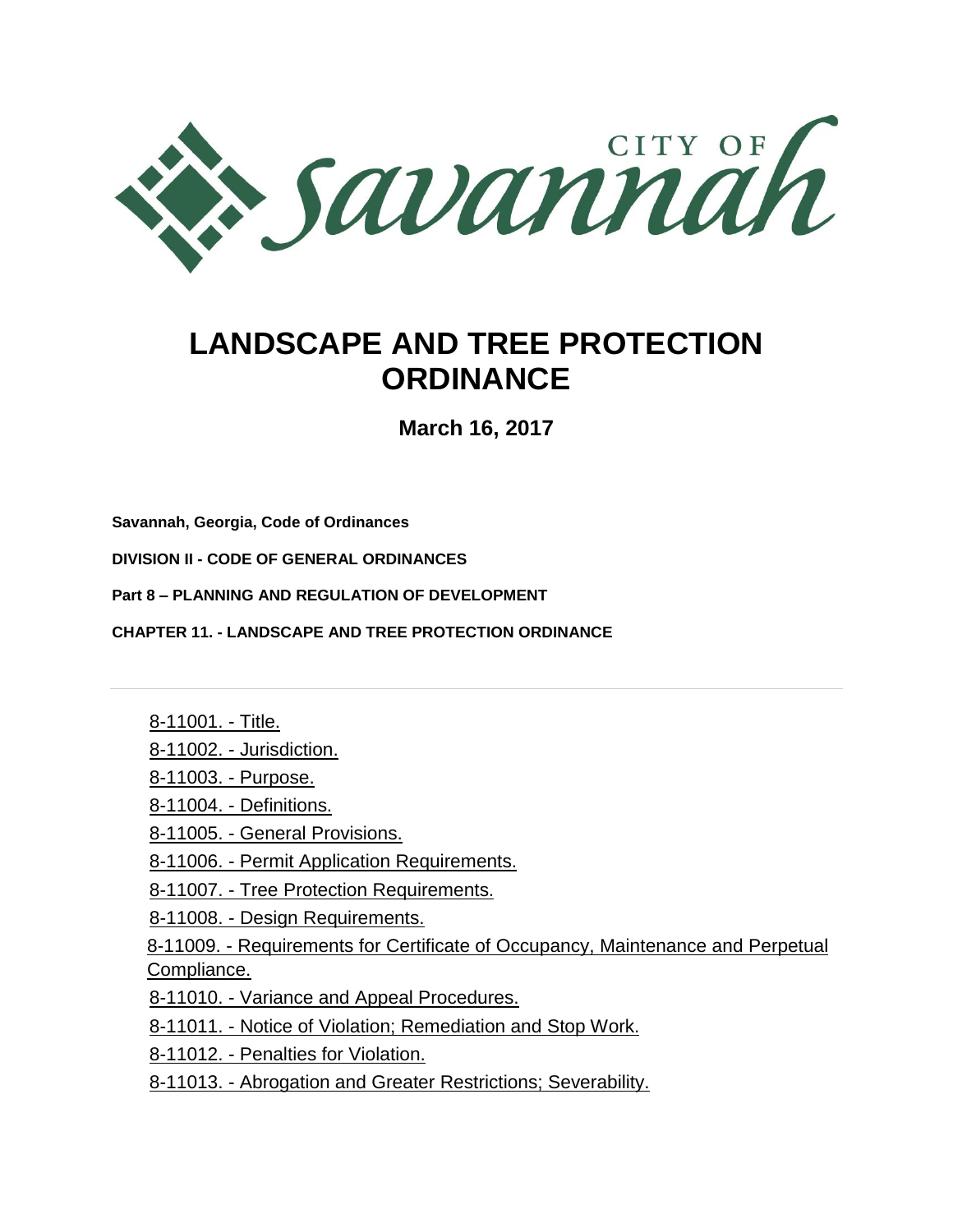CITY OF Savannah

# LANDSCAPE AND TREE PROTECTION ORDINANCE

**March 16, 2017**

**Savannah, Georgia, Code of Ordinances**

**DIVISION II - CODE OF GENERAL ORDINANCES**

**Part 8 – PLANNING AND REGULATION OF DEVELOPMENT**

**CHAPTER 11. - LANDSCAPE AND TREE PROTECTION ORDINANCE**

---

- 8-11001. - Title.
- 8-11002. - Jurisdiction.
- 8-11003. - Purpose.
- 8-11004. - Definitions.
- 8-11005. - General Provisions.
- 8-11006. - Permit Application Requirements.
- 8-11007. - Tree Protection Requirements.
- 8-11008. - Design Requirements.
- 8-11009. - Requirements for Certificate of Occupancy, Maintenance and Perpetual Compliance.
- 8-11010. - Variance and Appeal Procedures.
- 8-11011. - Notice of Violation; Remediation and Stop Work.
- 8-11012. - Penalties for Violation.
- 8-11013. - Abrogation and Greater Restrictions; Severability.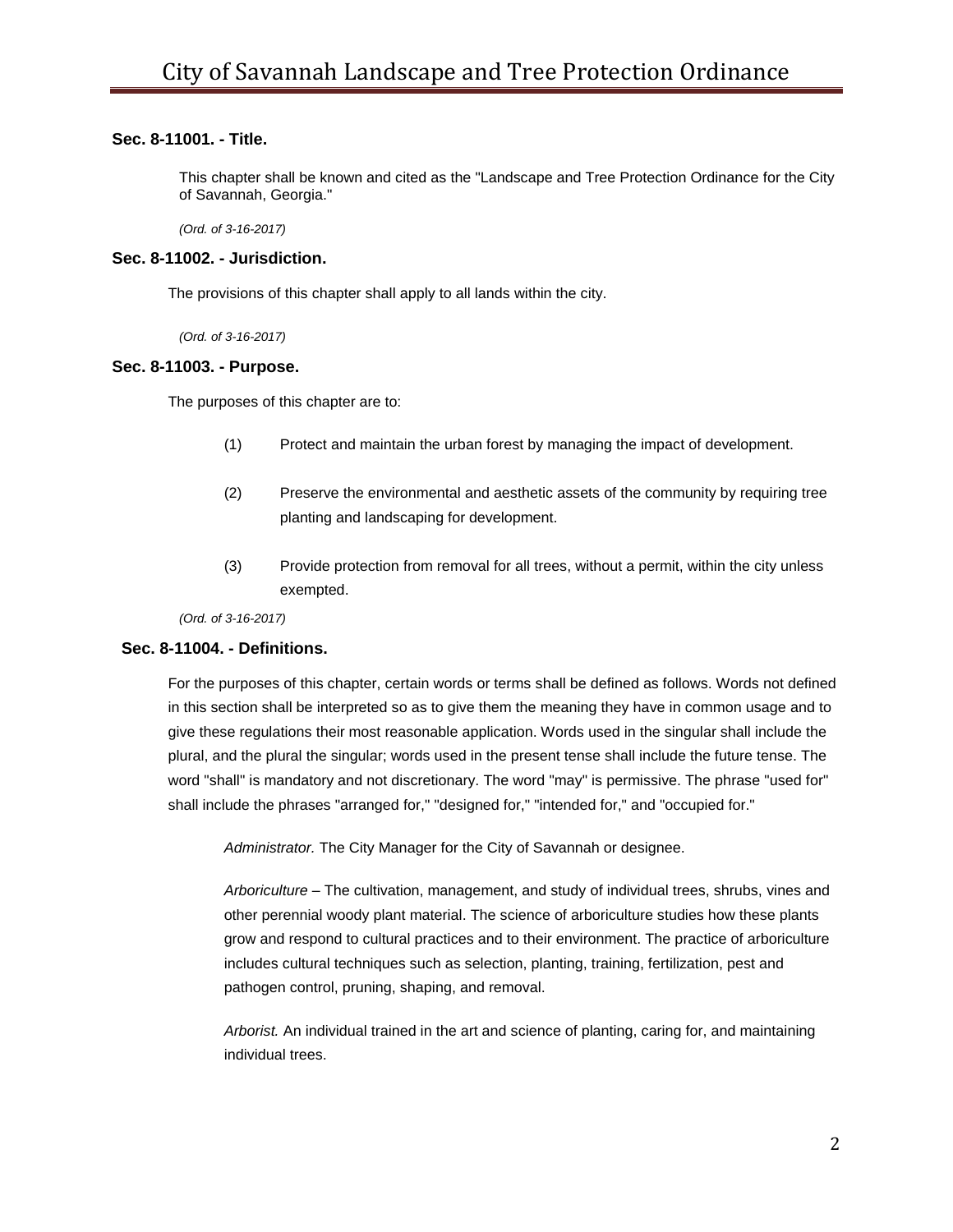### Sec. 8-11001. - Title.

This chapter shall be known and cited as the "Landscape and Tree Protection Ordinance for the City of Savannah, Georgia."

*(Ord. of 3-16-2017)*

### Sec. 8-11002. - Jurisdiction.

The provisions of this chapter shall apply to all lands within the city.

*(Ord. of 3-16-2017)*

### Sec. 8-11003. - Purpose.

The purposes of this chapter are to:

(1) Protect and maintain the urban forest by managing the impact of development.

(2) Preserve the environmental and aesthetic assets of the community by requiring tree planting and landscaping for development.

(3) Provide protection from removal for all trees, without a permit, within the city unless exempted.

*(Ord. of 3-16-2017)*

### Sec. 8-11004. - Definitions.

For the purposes of this chapter, certain words or terms shall be defined as follows. Words not defined in this section shall be interpreted so as to give them the meaning they have in common usage and to give these regulations their most reasonable application. Words used in the singular shall include the plural, and the plural the singular; words used in the present tense shall include the future tense. The word "shall" is mandatory and not discretionary. The word "may" is permissive. The phrase "used for" shall include the phrases "arranged for," "designed for," "intended for," and "occupied for."

*Administrator.* The City Manager for the City of Savannah or designee.

*Arboriculture* – The cultivation, management, and study of individual trees, shrubs, vines and other perennial woody plant material. The science of arboriculture studies how these plants grow and respond to cultural practices and to their environment. The practice of arboriculture includes cultural techniques such as selection, planting, training, fertilization, pest and pathogen control, pruning, shaping, and removal.

*Arborist.* An individual trained in the art and science of planting, caring for, and maintaining individual trees.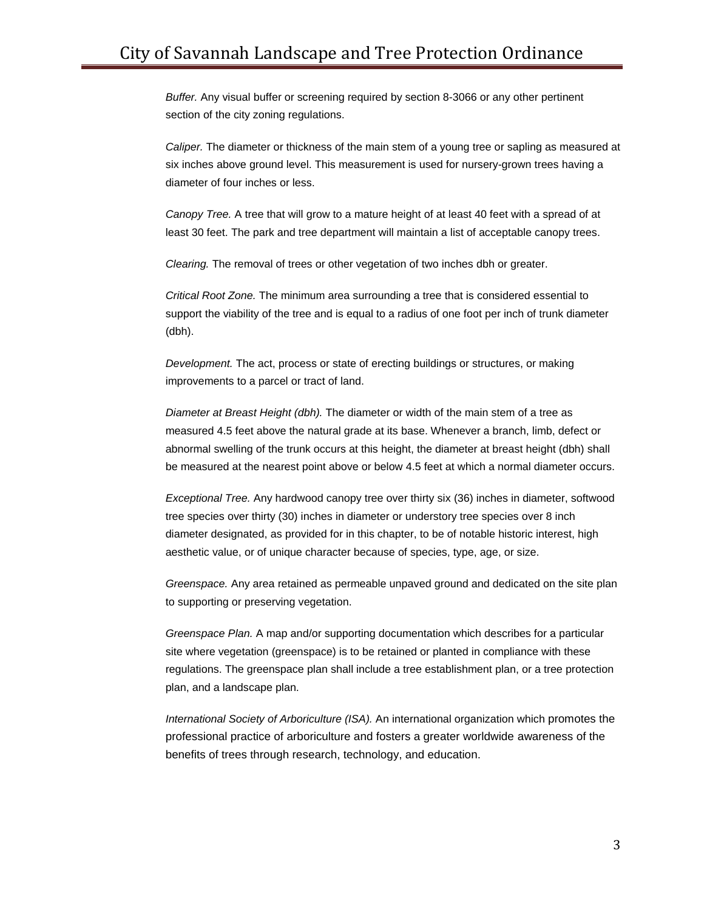*Buffer.* Any visual buffer or screening required by section 8-3066 or any other pertinent section of the city zoning regulations.

*Caliper.* The diameter or thickness of the main stem of a young tree or sapling as measured at six inches above ground level. This measurement is used for nursery-grown trees having a diameter of four inches or less.

*Canopy Tree.* A tree that will grow to a mature height of at least 40 feet with a spread of at least 30 feet. The park and tree department will maintain a list of acceptable canopy trees.

*Clearing.* The removal of trees or other vegetation of two inches dbh or greater.

*Critical Root Zone.* The minimum area surrounding a tree that is considered essential to support the viability of the tree and is equal to a radius of one foot per inch of trunk diameter (dbh).

*Development.* The act, process or state of erecting buildings or structures, or making improvements to a parcel or tract of land.

*Diameter at Breast Height (dbh).* The diameter or width of the main stem of a tree as measured 4.5 feet above the natural grade at its base. Whenever a branch, limb, defect or abnormal swelling of the trunk occurs at this height, the diameter at breast height (dbh) shall be measured at the nearest point above or below 4.5 feet at which a normal diameter occurs.

*Exceptional Tree.* Any hardwood canopy tree over thirty six (36) inches in diameter, softwood tree species over thirty (30) inches in diameter or understory tree species over 8 inch diameter designated, as provided for in this chapter, to be of notable historic interest, high aesthetic value, or of unique character because of species, type, age, or size.

*Greenspace.* Any area retained as permeable unpaved ground and dedicated on the site plan to supporting or preserving vegetation.

*Greenspace Plan.* A map and/or supporting documentation which describes for a particular site where vegetation (greenspace) is to be retained or planted in compliance with these regulations. The greenspace plan shall include a tree establishment plan, or a tree protection plan, and a landscape plan.

*International Society of Arboriculture (ISA).* An international organization which promotes the professional practice of arboriculture and fosters a greater worldwide awareness of the benefits of trees through research, technology, and education.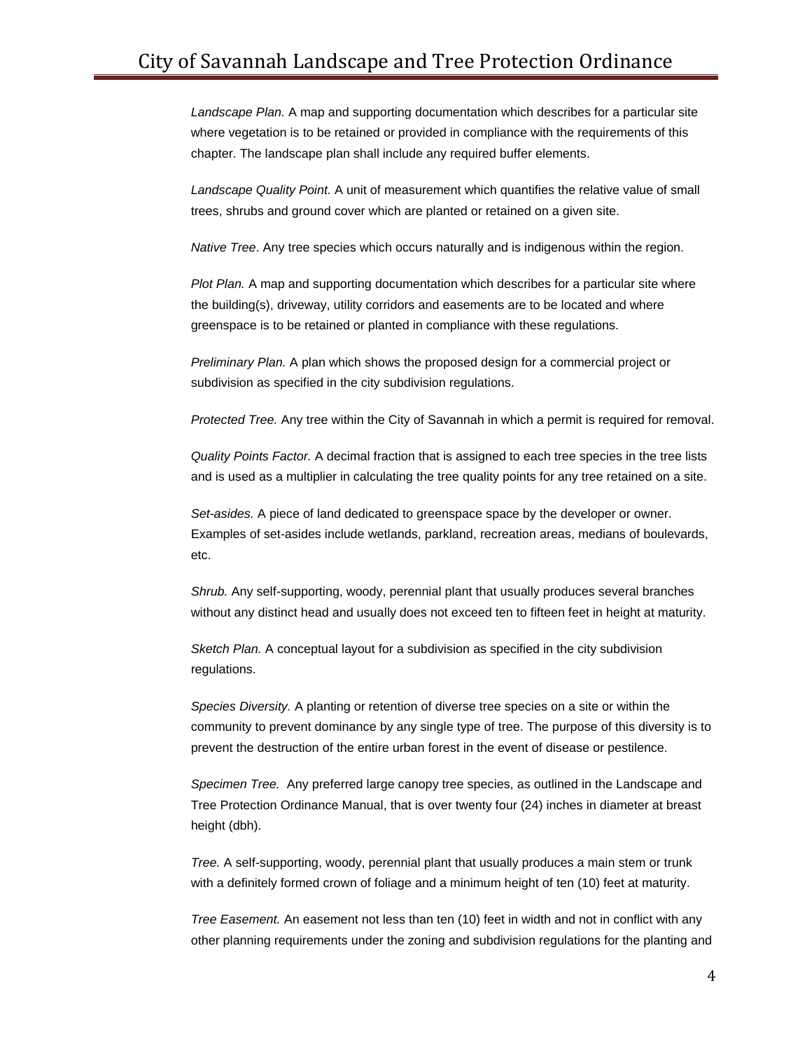*Landscape Plan.* A map and supporting documentation which describes for a particular site where vegetation is to be retained or provided in compliance with the requirements of this chapter. The landscape plan shall include any required buffer elements.

*Landscape Quality Point.* A unit of measurement which quantifies the relative value of small trees, shrubs and ground cover which are planted or retained on a given site.

*Native Tree*. Any tree species which occurs naturally and is indigenous within the region.

*Plot Plan.* A map and supporting documentation which describes for a particular site where the building(s), driveway, utility corridors and easements are to be located and where greenspace is to be retained or planted in compliance with these regulations.

*Preliminary Plan.* A plan which shows the proposed design for a commercial project or subdivision as specified in the city subdivision regulations.

*Protected Tree.* Any tree within the City of Savannah in which a permit is required for removal.

*Quality Points Factor.* A decimal fraction that is assigned to each tree species in the tree lists and is used as a multiplier in calculating the tree quality points for any tree retained on a site.

*Set-asides.* A piece of land dedicated to greenspace space by the developer or owner. Examples of set-asides include wetlands, parkland, recreation areas, medians of boulevards, etc.

*Shrub.* Any self-supporting, woody, perennial plant that usually produces several branches without any distinct head and usually does not exceed ten to fifteen feet in height at maturity.

*Sketch Plan.* A conceptual layout for a subdivision as specified in the city subdivision regulations.

*Species Diversity.* A planting or retention of diverse tree species on a site or within the community to prevent dominance by any single type of tree. The purpose of this diversity is to prevent the destruction of the entire urban forest in the event of disease or pestilence.

*Specimen Tree.* Any preferred large canopy tree species, as outlined in the Landscape and Tree Protection Ordinance Manual, that is over twenty four (24) inches in diameter at breast height (dbh).

*Tree.* A self-supporting, woody, perennial plant that usually produces a main stem or trunk with a definitely formed crown of foliage and a minimum height of ten (10) feet at maturity.

*Tree Easement.* An easement not less than ten (10) feet in width and not in conflict with any other planning requirements under the zoning and subdivision regulations for the planting and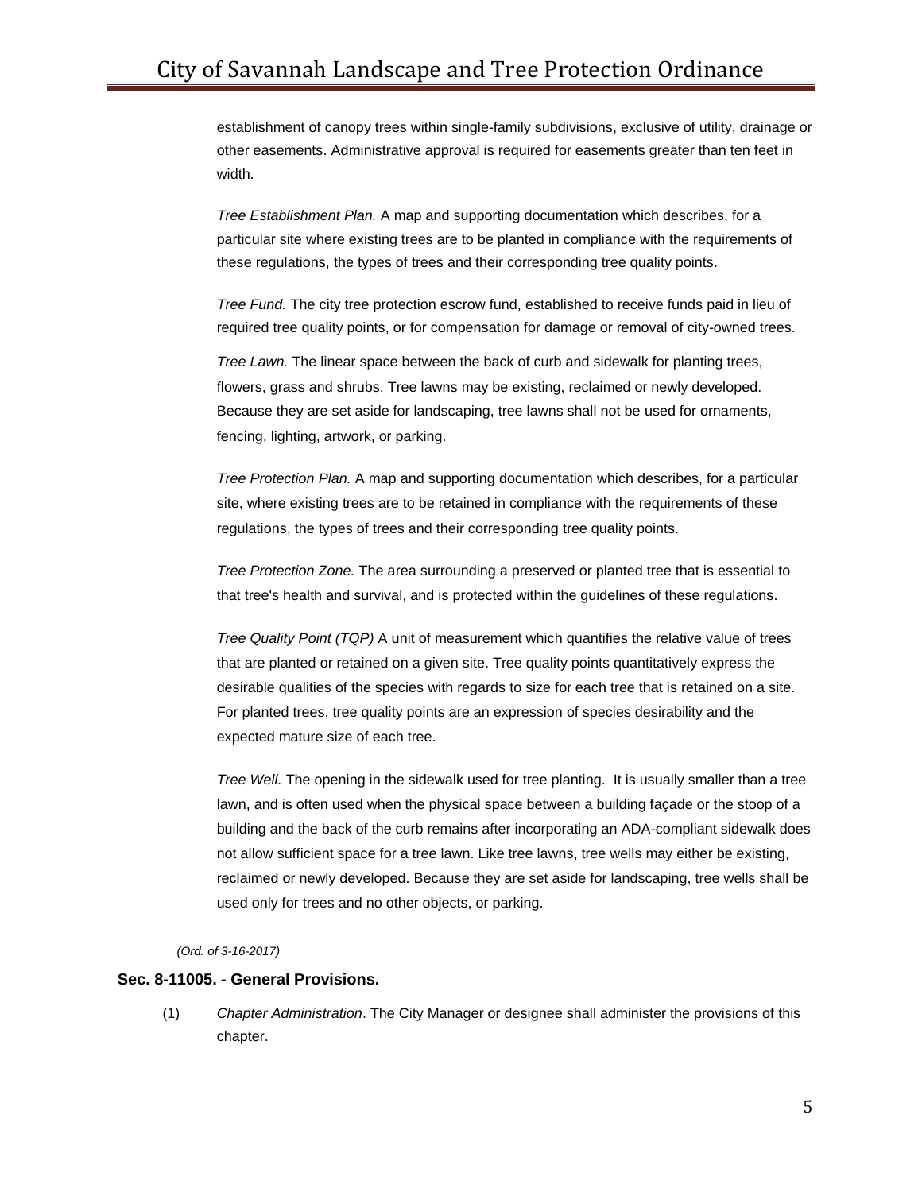establishment of canopy trees within single-family subdivisions, exclusive of utility, drainage or other easements. Administrative approval is required for easements greater than ten feet in width.

*Tree Establishment Plan.* A map and supporting documentation which describes, for a particular site where existing trees are to be planted in compliance with the requirements of these regulations, the types of trees and their corresponding tree quality points.

*Tree Fund.* The city tree protection escrow fund, established to receive funds paid in lieu of required tree quality points, or for compensation for damage or removal of city-owned trees.

*Tree Lawn.* The linear space between the back of curb and sidewalk for planting trees, flowers, grass and shrubs. Tree lawns may be existing, reclaimed or newly developed. Because they are set aside for landscaping, tree lawns shall not be used for ornaments, fencing, lighting, artwork, or parking.

*Tree Protection Plan.* A map and supporting documentation which describes, for a particular site, where existing trees are to be retained in compliance with the requirements of these regulations, the types of trees and their corresponding tree quality points.

*Tree Protection Zone.* The area surrounding a preserved or planted tree that is essential to that tree's health and survival, and is protected within the guidelines of these regulations.

*Tree Quality Point (TQP)* A unit of measurement which quantifies the relative value of trees that are planted or retained on a given site. Tree quality points quantitatively express the desirable qualities of the species with regards to size for each tree that is retained on a site. For planted trees, tree quality points are an expression of species desirability and the expected mature size of each tree.

*Tree Well.* The opening in the sidewalk used for tree planting. It is usually smaller than a tree lawn, and is often used when the physical space between a building façade or the stoop of a building and the back of the curb remains after incorporating an ADA-compliant sidewalk does not allow sufficient space for a tree lawn. Like tree lawns, tree wells may either be existing, reclaimed or newly developed. Because they are set aside for landscaping, tree wells shall be used only for trees and no other objects, or parking.

*(Ord. of 3-16-2017)*

**Sec. 8-11005. - General Provisions.**

(1) *Chapter Administration*. The City Manager or designee shall administer the provisions of this chapter.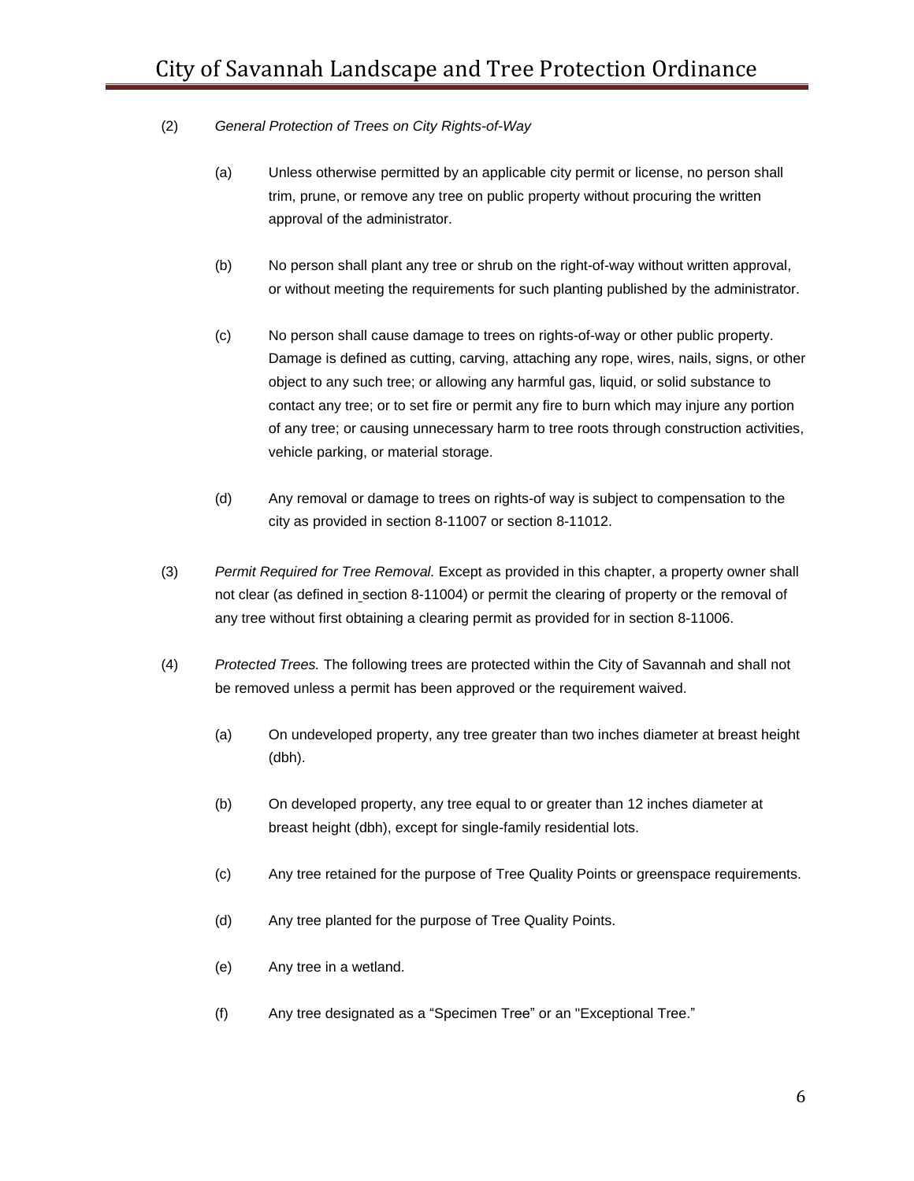(2) *General Protection of Trees on City Rights-of-Way*

(a) Unless otherwise permitted by an applicable city permit or license, no person shall trim, prune, or remove any tree on public property without procuring the written approval of the administrator.

(b) No person shall plant any tree or shrub on the right-of-way without written approval, or without meeting the requirements for such planting published by the administrator.

(c) No person shall cause damage to trees on rights-of-way or other public property. Damage is defined as cutting, carving, attaching any rope, wires, nails, signs, or other object to any such tree; or allowing any harmful gas, liquid, or solid substance to contact any tree; or to set fire or permit any fire to burn which may injure any portion of any tree; or causing unnecessary harm to tree roots through construction activities, vehicle parking, or material storage.

(d) Any removal or damage to trees on rights-of way is subject to compensation to the city as provided in section 8-11007 or section 8-11012.

(3) *Permit Required for Tree Removal.* Except as provided in this chapter, a property owner shall not clear (as defined in section 8-11004) or permit the clearing of property or the removal of any tree without first obtaining a clearing permit as provided for in section 8-11006.

(4) *Protected Trees.* The following trees are protected within the City of Savannah and shall not be removed unless a permit has been approved or the requirement waived.

(a) On undeveloped property, any tree greater than two inches diameter at breast height (dbh).

(b) On developed property, any tree equal to or greater than 12 inches diameter at breast height (dbh), except for single-family residential lots.

(c) Any tree retained for the purpose of Tree Quality Points or greenspace requirements.

(d) Any tree planted for the purpose of Tree Quality Points.

(e) Any tree in a wetland.

(f) Any tree designated as a “Specimen Tree” or an "Exceptional Tree.”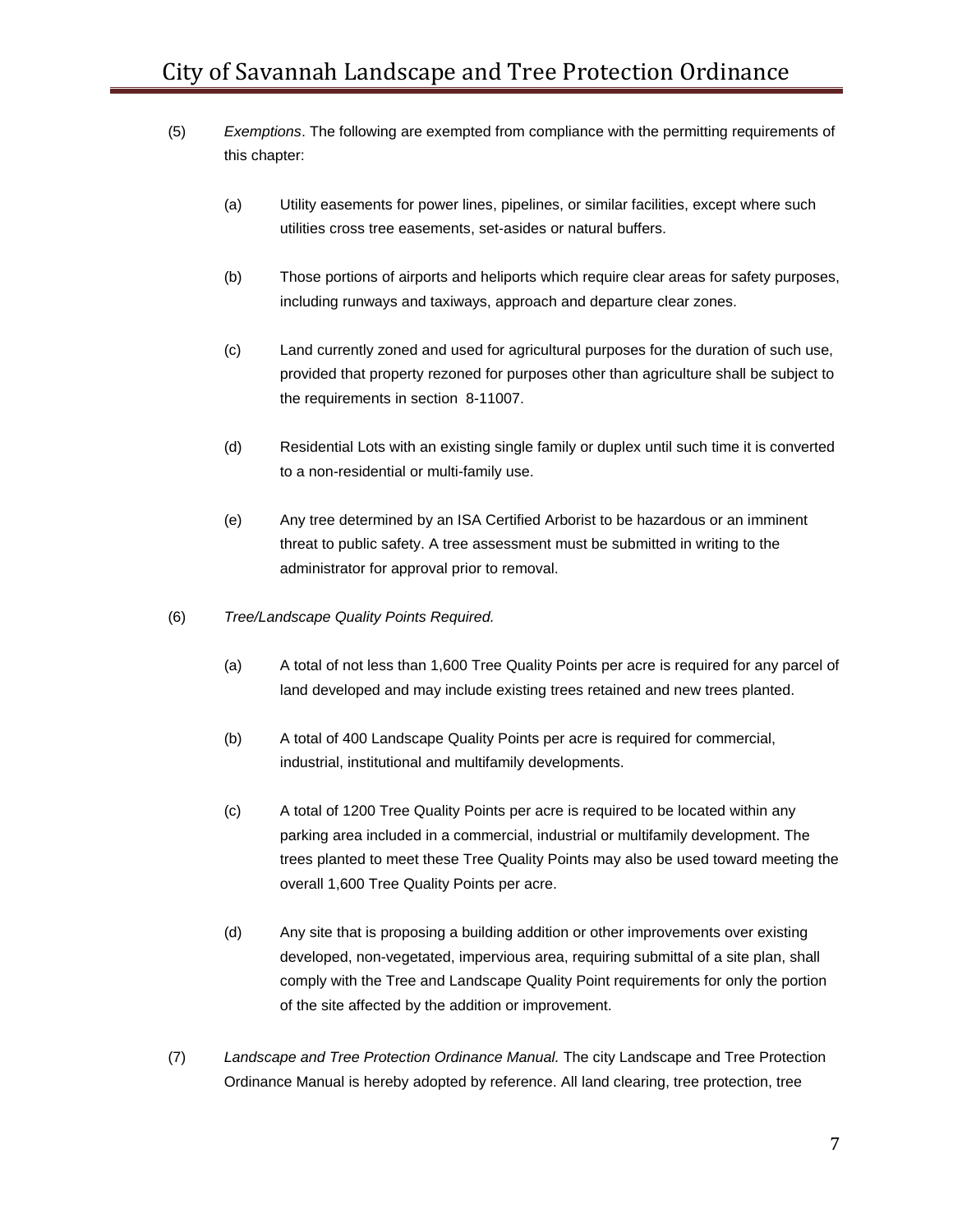(5) *Exemptions*. The following are exempted from compliance with the permitting requirements of this chapter:

   (a) Utility easements for power lines, pipelines, or similar facilities, except where such utilities cross tree easements, set-asides or natural buffers.

   (b) Those portions of airports and heliports which require clear areas for safety purposes, including runways and taxiways, approach and departure clear zones.

   (c) Land currently zoned and used for agricultural purposes for the duration of such use, provided that property rezoned for purposes other than agriculture shall be subject to the requirements in section 8-11007.

   (d) Residential Lots with an existing single family or duplex until such time it is converted to a non-residential or multi-family use.

   (e) Any tree determined by an ISA Certified Arborist to be hazardous or an imminent threat to public safety. A tree assessment must be submitted in writing to the administrator for approval prior to removal.

(6) *Tree/Landscape Quality Points Required.*

   (a) A total of not less than 1,600 Tree Quality Points per acre is required for any parcel of land developed and may include existing trees retained and new trees planted.

   (b) A total of 400 Landscape Quality Points per acre is required for commercial, industrial, institutional and multifamily developments.

   (c) A total of 1200 Tree Quality Points per acre is required to be located within any parking area included in a commercial, industrial or multifamily development. The trees planted to meet these Tree Quality Points may also be used toward meeting the overall 1,600 Tree Quality Points per acre.

   (d) Any site that is proposing a building addition or other improvements over existing developed, non-vegetated, impervious area, requiring submittal of a site plan, shall comply with the Tree and Landscape Quality Point requirements for only the portion of the site affected by the addition or improvement.

(7) *Landscape and Tree Protection Ordinance Manual.* The city Landscape and Tree Protection Ordinance Manual is hereby adopted by reference. All land clearing, tree protection, tree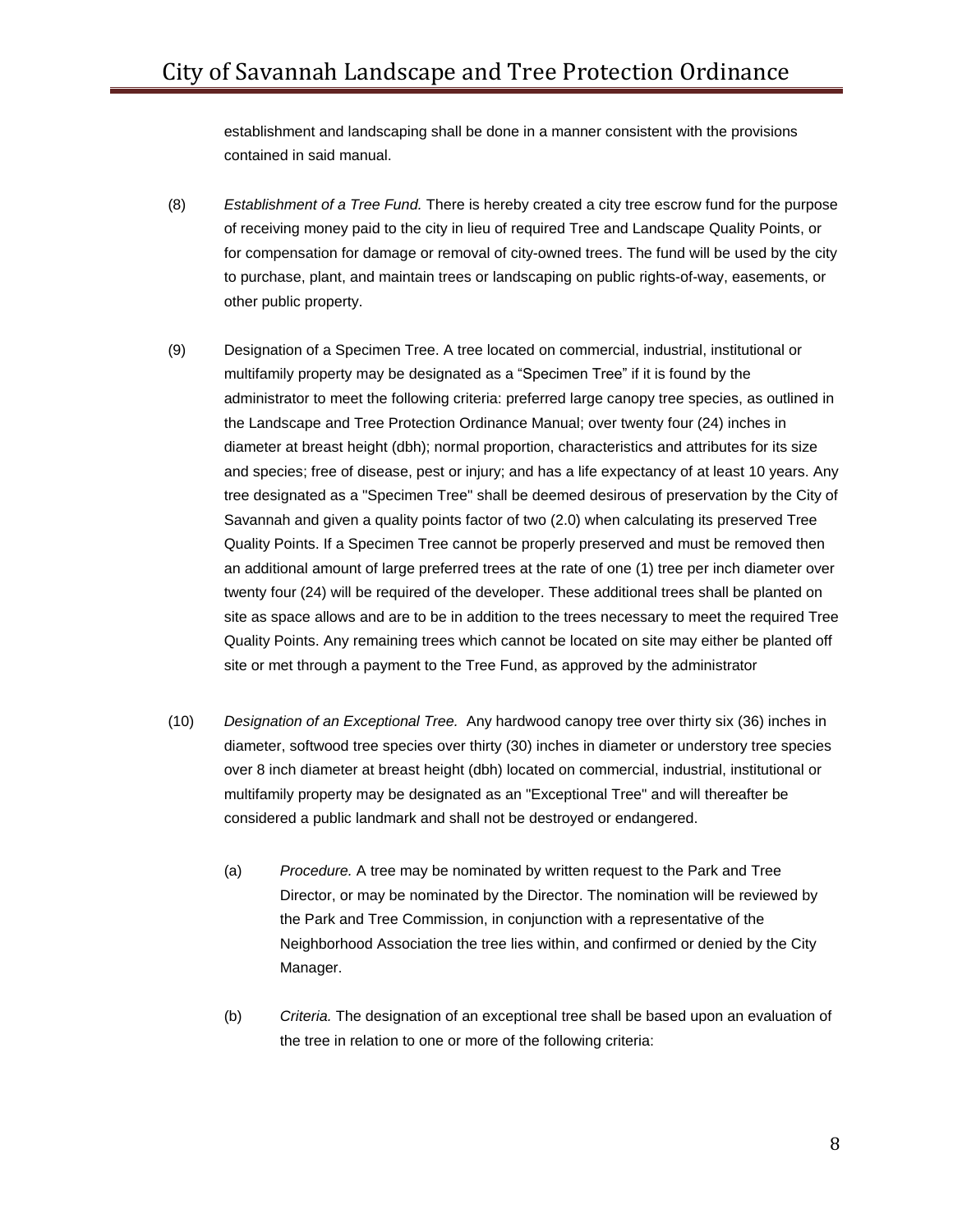establishment and landscaping shall be done in a manner consistent with the provisions contained in said manual.

(8) *Establishment of a Tree Fund.* There is hereby created a city tree escrow fund for the purpose of receiving money paid to the city in lieu of required Tree and Landscape Quality Points, or for compensation for damage or removal of city-owned trees. The fund will be used by the city to purchase, plant, and maintain trees or landscaping on public rights-of-way, easements, or other public property.

(9) Designation of a Specimen Tree. A tree located on commercial, industrial, institutional or multifamily property may be designated as a “Specimen Tree” if it is found by the administrator to meet the following criteria: preferred large canopy tree species, as outlined in the Landscape and Tree Protection Ordinance Manual; over twenty four (24) inches in diameter at breast height (dbh); normal proportion, characteristics and attributes for its size and species; free of disease, pest or injury; and has a life expectancy of at least 10 years. Any tree designated as a "Specimen Tree" shall be deemed desirous of preservation by the City of Savannah and given a quality points factor of two (2.0) when calculating its preserved Tree Quality Points. If a Specimen Tree cannot be properly preserved and must be removed then an additional amount of large preferred trees at the rate of one (1) tree per inch diameter over twenty four (24) will be required of the developer. These additional trees shall be planted on site as space allows and are to be in addition to the trees necessary to meet the required Tree Quality Points. Any remaining trees which cannot be located on site may either be planted off site or met through a payment to the Tree Fund, as approved by the administrator

(10) *Designation of an Exceptional Tree.* Any hardwood canopy tree over thirty six (36) inches in diameter, softwood tree species over thirty (30) inches in diameter or understory tree species over 8 inch diameter at breast height (dbh) located on commercial, industrial, institutional or multifamily property may be designated as an "Exceptional Tree" and will thereafter be considered a public landmark and shall not be destroyed or endangered.

(a) *Procedure.* A tree may be nominated by written request to the Park and Tree Director, or may be nominated by the Director. The nomination will be reviewed by the Park and Tree Commission, in conjunction with a representative of the Neighborhood Association the tree lies within, and confirmed or denied by the City Manager.

(b) *Criteria.* The designation of an exceptional tree shall be based upon an evaluation of the tree in relation to one or more of the following criteria: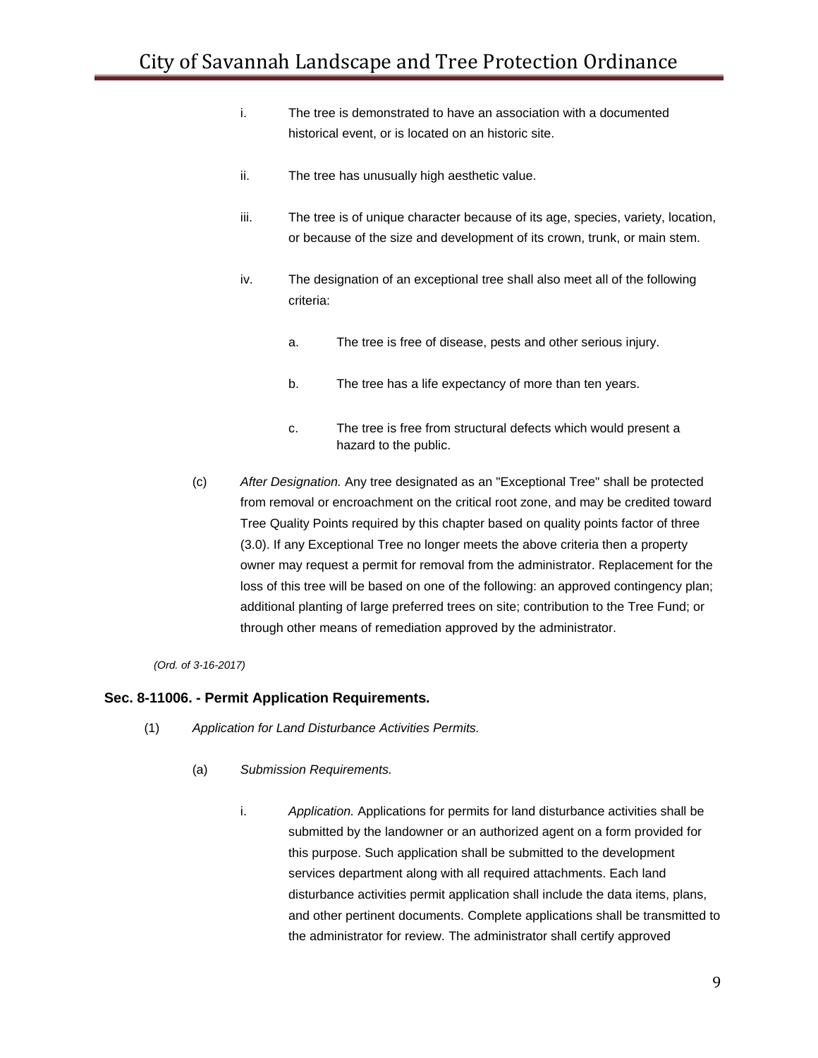i. The tree is demonstrated to have an association with a documented historical event, or is located on an historic site.

ii. The tree has unusually high aesthetic value.

iii. The tree is of unique character because of its age, species, variety, location, or because of the size and development of its crown, trunk, or main stem.

iv. The designation of an exceptional tree shall also meet all of the following criteria:

a. The tree is free of disease, pests and other serious injury.

b. The tree has a life expectancy of more than ten years.

c. The tree is free from structural defects which would present a hazard to the public.

(c) *After Designation.* Any tree designated as an "Exceptional Tree" shall be protected from removal or encroachment on the critical root zone, and may be credited toward Tree Quality Points required by this chapter based on quality points factor of three (3.0). If any Exceptional Tree no longer meets the above criteria then a property owner may request a permit for removal from the administrator. Replacement for the loss of this tree will be based on one of the following: an approved contingency plan; additional planting of large preferred trees on site; contribution to the Tree Fund; or through other means of remediation approved by the administrator.

*(Ord. of 3-16-2017)*

### Sec. 8-11006. - Permit Application Requirements.

(1) *Application for Land Disturbance Activities Permits.*

(a) *Submission Requirements.*

i. *Application.* Applications for permits for land disturbance activities shall be submitted by the landowner or an authorized agent on a form provided for this purpose. Such application shall be submitted to the development services department along with all required attachments. Each land disturbance activities permit application shall include the data items, plans, and other pertinent documents. Complete applications shall be transmitted to the administrator for review. The administrator shall certify approved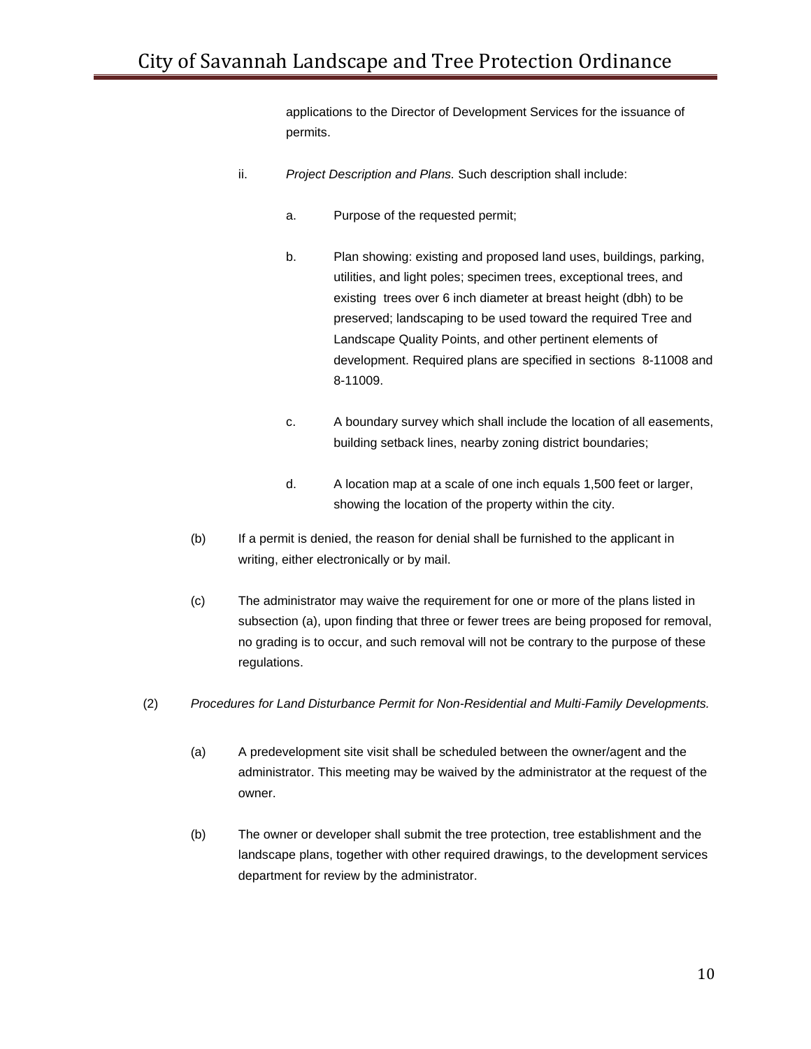applications to the Director of Development Services for the issuance of permits.

ii. *Project Description and Plans.* Such description shall include:

a. Purpose of the requested permit;

b. Plan showing: existing and proposed land uses, buildings, parking, utilities, and light poles; specimen trees, exceptional trees, and existing trees over 6 inch diameter at breast height (dbh) to be preserved; landscaping to be used toward the required Tree and Landscape Quality Points, and other pertinent elements of development. Required plans are specified in sections 8-11008 and 8-11009.

c. A boundary survey which shall include the location of all easements, building setback lines, nearby zoning district boundaries;

d. A location map at a scale of one inch equals 1,500 feet or larger, showing the location of the property within the city.

(b) If a permit is denied, the reason for denial shall be furnished to the applicant in writing, either electronically or by mail.

(c) The administrator may waive the requirement for one or more of the plans listed in subsection (a), upon finding that three or fewer trees are being proposed for removal, no grading is to occur, and such removal will not be contrary to the purpose of these regulations.

(2) *Procedures for Land Disturbance Permit for Non-Residential and Multi-Family Developments.*

(a) A predevelopment site visit shall be scheduled between the owner/agent and the administrator. This meeting may be waived by the administrator at the request of the owner.

(b) The owner or developer shall submit the tree protection, tree establishment and the landscape plans, together with other required drawings, to the development services department for review by the administrator.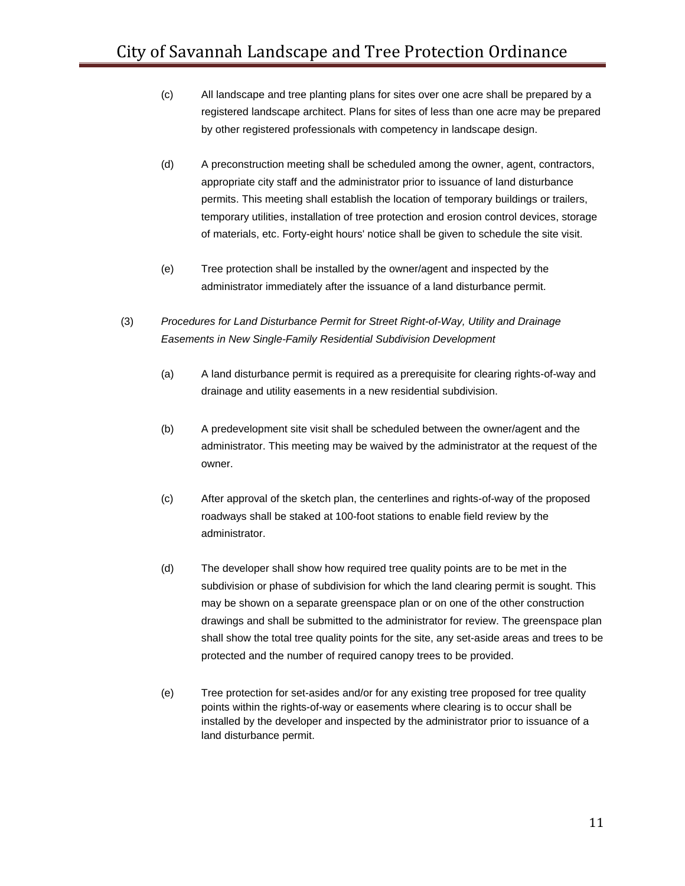(c) All landscape and tree planting plans for sites over one acre shall be prepared by a registered landscape architect. Plans for sites of less than one acre may be prepared by other registered professionals with competency in landscape design.

(d) A preconstruction meeting shall be scheduled among the owner, agent, contractors, appropriate city staff and the administrator prior to issuance of land disturbance permits. This meeting shall establish the location of temporary buildings or trailers, temporary utilities, installation of tree protection and erosion control devices, storage of materials, etc. Forty-eight hours' notice shall be given to schedule the site visit.

(e) Tree protection shall be installed by the owner/agent and inspected by the administrator immediately after the issuance of a land disturbance permit.

(3) *Procedures for Land Disturbance Permit for Street Right-of-Way, Utility and Drainage Easements in New Single-Family Residential Subdivision Development*

(a) A land disturbance permit is required as a prerequisite for clearing rights-of-way and drainage and utility easements in a new residential subdivision.

(b) A predevelopment site visit shall be scheduled between the owner/agent and the administrator. This meeting may be waived by the administrator at the request of the owner.

(c) After approval of the sketch plan, the centerlines and rights-of-way of the proposed roadways shall be staked at 100-foot stations to enable field review by the administrator.

(d) The developer shall show how required tree quality points are to be met in the subdivision or phase of subdivision for which the land clearing permit is sought. This may be shown on a separate greenspace plan or on one of the other construction drawings and shall be submitted to the administrator for review. The greenspace plan shall show the total tree quality points for the site, any set-aside areas and trees to be protected and the number of required canopy trees to be provided.

(e) Tree protection for set-asides and/or for any existing tree proposed for tree quality points within the rights-of-way or easements where clearing is to occur shall be installed by the developer and inspected by the administrator prior to issuance of a land disturbance permit.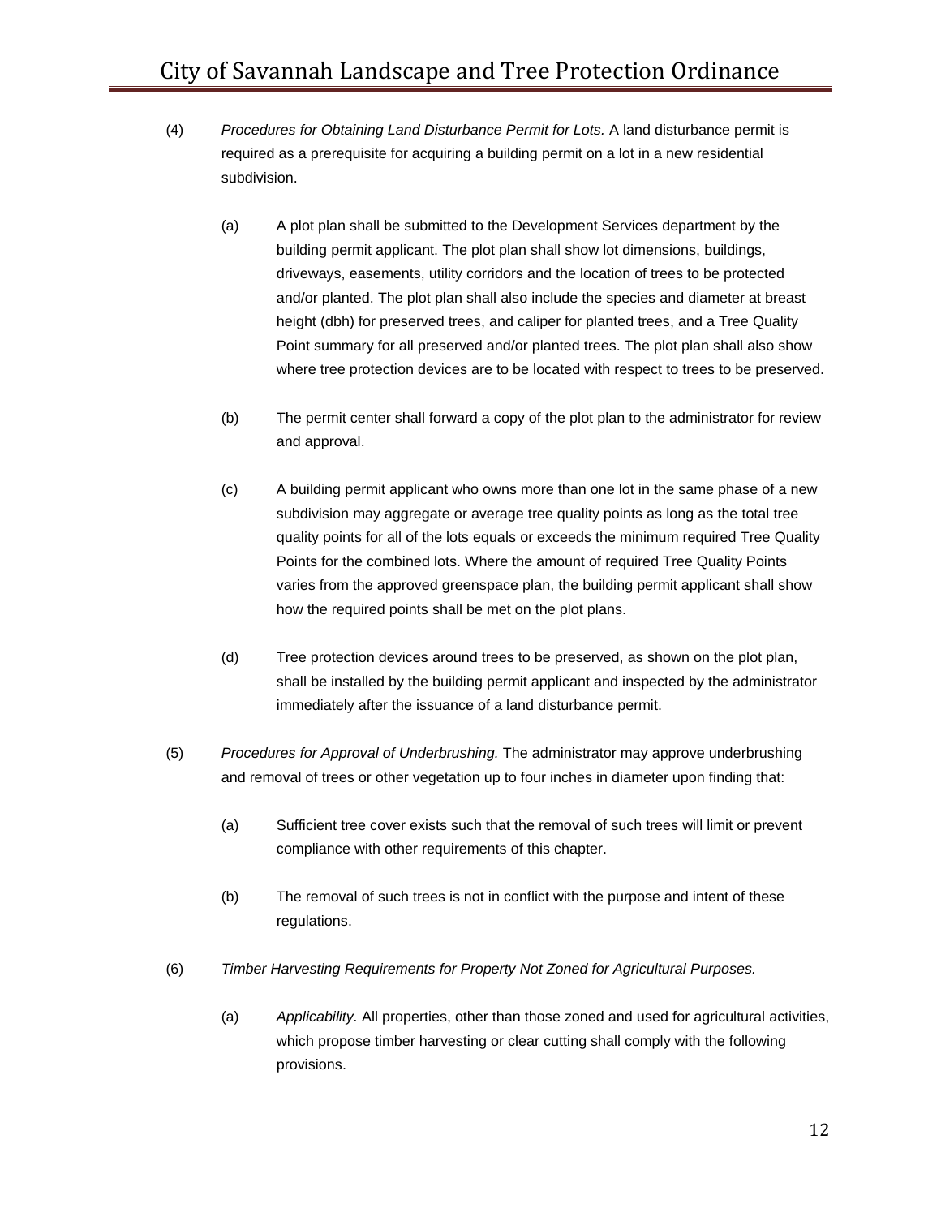(4) *Procedures for Obtaining Land Disturbance Permit for Lots.* A land disturbance permit is required as a prerequisite for acquiring a building permit on a lot in a new residential subdivision.

   (a) A plot plan shall be submitted to the Development Services department by the building permit applicant. The plot plan shall show lot dimensions, buildings, driveways, easements, utility corridors and the location of trees to be protected and/or planted. The plot plan shall also include the species and diameter at breast height (dbh) for preserved trees, and caliper for planted trees, and a Tree Quality Point summary for all preserved and/or planted trees. The plot plan shall also show where tree protection devices are to be located with respect to trees to be preserved.

   (b) The permit center shall forward a copy of the plot plan to the administrator for review and approval.

   (c) A building permit applicant who owns more than one lot in the same phase of a new subdivision may aggregate or average tree quality points as long as the total tree quality points for all of the lots equals or exceeds the minimum required Tree Quality Points for the combined lots. Where the amount of required Tree Quality Points varies from the approved greenspace plan, the building permit applicant shall show how the required points shall be met on the plot plans.

   (d) Tree protection devices around trees to be preserved, as shown on the plot plan, shall be installed by the building permit applicant and inspected by the administrator immediately after the issuance of a land disturbance permit.

(5) *Procedures for Approval of Underbrushing.* The administrator may approve underbrushing and removal of trees or other vegetation up to four inches in diameter upon finding that:

   (a) Sufficient tree cover exists such that the removal of such trees will limit or prevent compliance with other requirements of this chapter.

   (b) The removal of such trees is not in conflict with the purpose and intent of these regulations.

(6) *Timber Harvesting Requirements for Property Not Zoned for Agricultural Purposes.*

   (a) *Applicability.* All properties, other than those zoned and used for agricultural activities, which propose timber harvesting or clear cutting shall comply with the following provisions.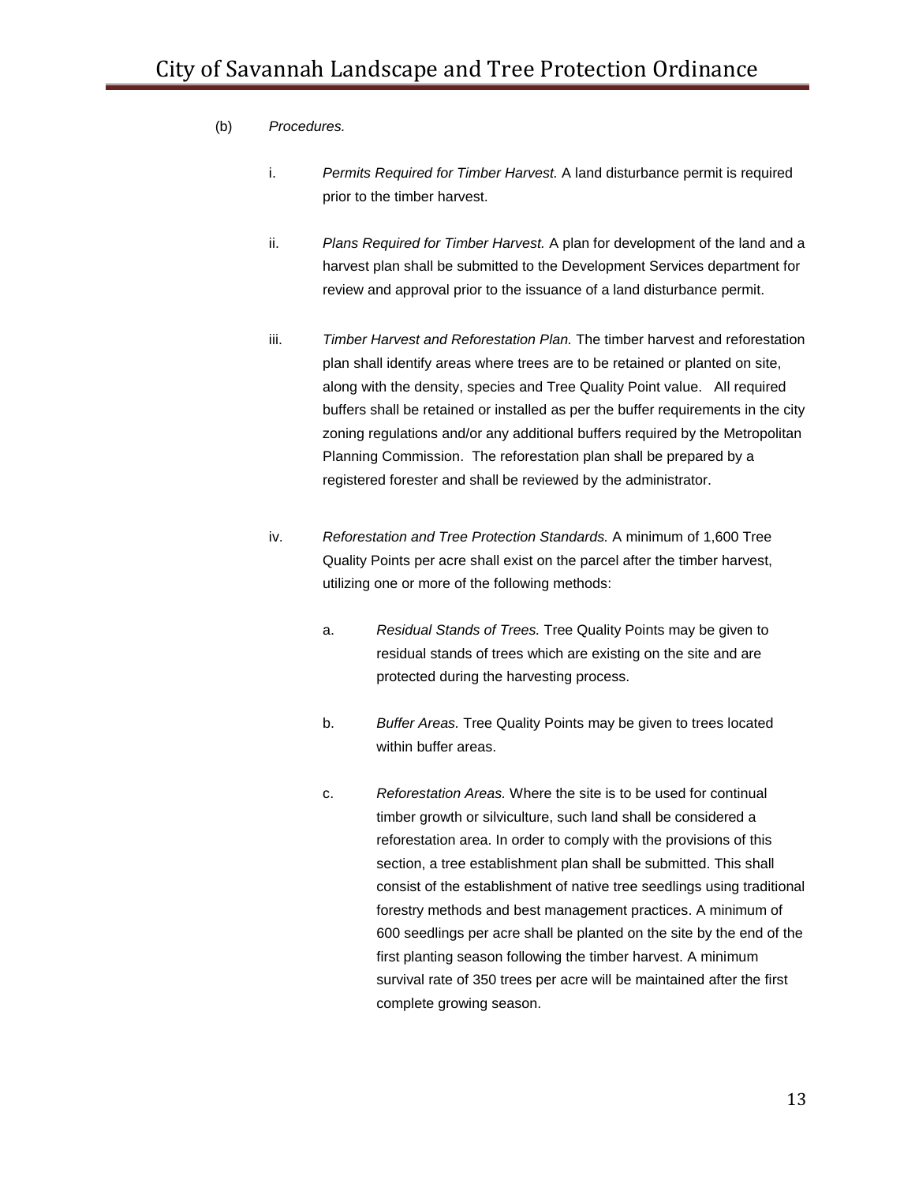(b) *Procedures.*

i. *Permits Required for Timber Harvest.* A land disturbance permit is required prior to the timber harvest.

ii. *Plans Required for Timber Harvest.* A plan for development of the land and a harvest plan shall be submitted to the Development Services department for review and approval prior to the issuance of a land disturbance permit.

iii. *Timber Harvest and Reforestation Plan.* The timber harvest and reforestation plan shall identify areas where trees are to be retained or planted on site, along with the density, species and Tree Quality Point value. All required buffers shall be retained or installed as per the buffer requirements in the city zoning regulations and/or any additional buffers required by the Metropolitan Planning Commission. The reforestation plan shall be prepared by a registered forester and shall be reviewed by the administrator.

iv. *Reforestation and Tree Protection Standards.* A minimum of 1,600 Tree Quality Points per acre shall exist on the parcel after the timber harvest, utilizing one or more of the following methods:

a. *Residual Stands of Trees.* Tree Quality Points may be given to residual stands of trees which are existing on the site and are protected during the harvesting process.

b. *Buffer Areas.* Tree Quality Points may be given to trees located within buffer areas.

c. *Reforestation Areas.* Where the site is to be used for continual timber growth or silviculture, such land shall be considered a reforestation area. In order to comply with the provisions of this section, a tree establishment plan shall be submitted. This shall consist of the establishment of native tree seedlings using traditional forestry methods and best management practices. A minimum of 600 seedlings per acre shall be planted on the site by the end of the first planting season following the timber harvest. A minimum survival rate of 350 trees per acre will be maintained after the first complete growing season.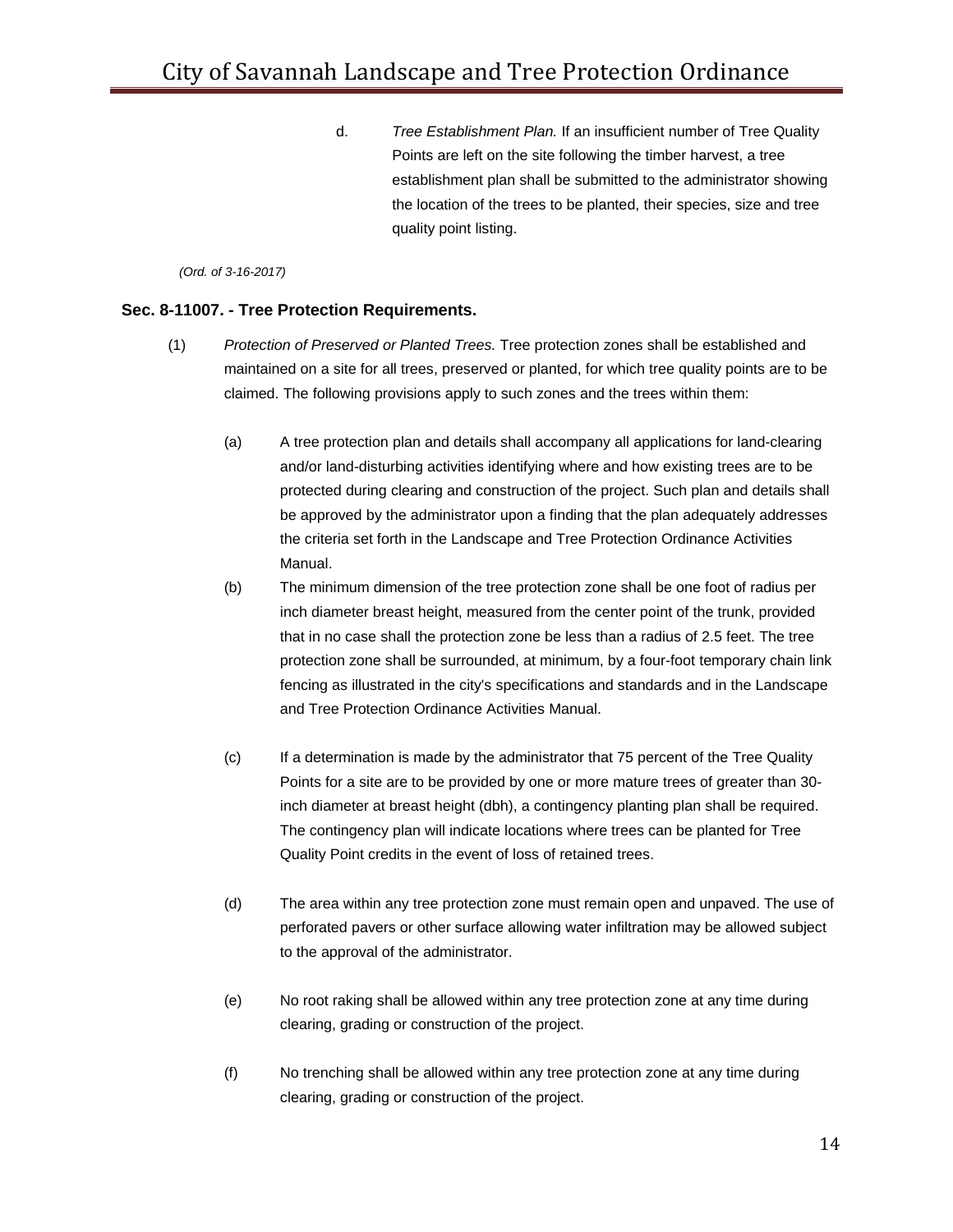d. *Tree Establishment Plan.* If an insufficient number of Tree Quality Points are left on the site following the timber harvest, a tree establishment plan shall be submitted to the administrator showing the location of the trees to be planted, their species, size and tree quality point listing.

*(Ord. of 3-16-2017)*

### Sec. 8-11007. - Tree Protection Requirements.

(1) *Protection of Preserved or Planted Trees.* Tree protection zones shall be established and maintained on a site for all trees, preserved or planted, for which tree quality points are to be claimed. The following provisions apply to such zones and the trees within them:

(a) A tree protection plan and details shall accompany all applications for land-clearing and/or land-disturbing activities identifying where and how existing trees are to be protected during clearing and construction of the project. Such plan and details shall be approved by the administrator upon a finding that the plan adequately addresses the criteria set forth in the Landscape and Tree Protection Ordinance Activities Manual.

(b) The minimum dimension of the tree protection zone shall be one foot of radius per inch diameter breast height, measured from the center point of the trunk, provided that in no case shall the protection zone be less than a radius of 2.5 feet. The tree protection zone shall be surrounded, at minimum, by a four-foot temporary chain link fencing as illustrated in the city's specifications and standards and in the Landscape and Tree Protection Ordinance Activities Manual.

(c) If a determination is made by the administrator that 75 percent of the Tree Quality Points for a site are to be provided by one or more mature trees of greater than 30-inch diameter at breast height (dbh), a contingency planting plan shall be required. The contingency plan will indicate locations where trees can be planted for Tree Quality Point credits in the event of loss of retained trees.

(d) The area within any tree protection zone must remain open and unpaved. The use of perforated pavers or other surface allowing water infiltration may be allowed subject to the approval of the administrator.

(e) No root raking shall be allowed within any tree protection zone at any time during clearing, grading or construction of the project.

(f) No trenching shall be allowed within any tree protection zone at any time during clearing, grading or construction of the project.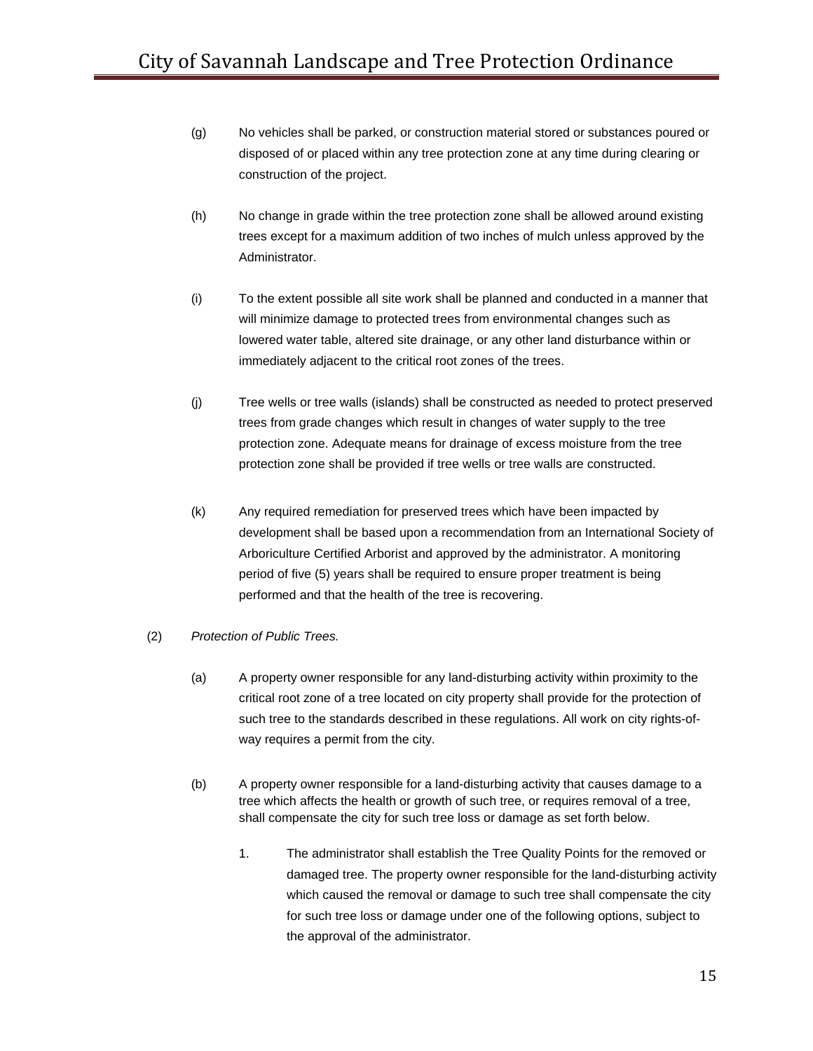(g) No vehicles shall be parked, or construction material stored or substances poured or disposed of or placed within any tree protection zone at any time during clearing or construction of the project.

(h) No change in grade within the tree protection zone shall be allowed around existing trees except for a maximum addition of two inches of mulch unless approved by the Administrator.

(i) To the extent possible all site work shall be planned and conducted in a manner that will minimize damage to protected trees from environmental changes such as lowered water table, altered site drainage, or any other land disturbance within or immediately adjacent to the critical root zones of the trees.

(j) Tree wells or tree walls (islands) shall be constructed as needed to protect preserved trees from grade changes which result in changes of water supply to the tree protection zone. Adequate means for drainage of excess moisture from the tree protection zone shall be provided if tree wells or tree walls are constructed.

(k) Any required remediation for preserved trees which have been impacted by development shall be based upon a recommendation from an International Society of Arboriculture Certified Arborist and approved by the administrator. A monitoring period of five (5) years shall be required to ensure proper treatment is being performed and that the health of the tree is recovering.

(2) *Protection of Public Trees.*

(a) A property owner responsible for any land-disturbing activity within proximity to the critical root zone of a tree located on city property shall provide for the protection of such tree to the standards described in these regulations. All work on city rights-of-way requires a permit from the city.

(b) A property owner responsible for a land-disturbing activity that causes damage to a tree which affects the health or growth of such tree, or requires removal of a tree, shall compensate the city for such tree loss or damage as set forth below.

1. The administrator shall establish the Tree Quality Points for the removed or damaged tree. The property owner responsible for the land-disturbing activity which caused the removal or damage to such tree shall compensate the city for such tree loss or damage under one of the following options, subject to the approval of the administrator.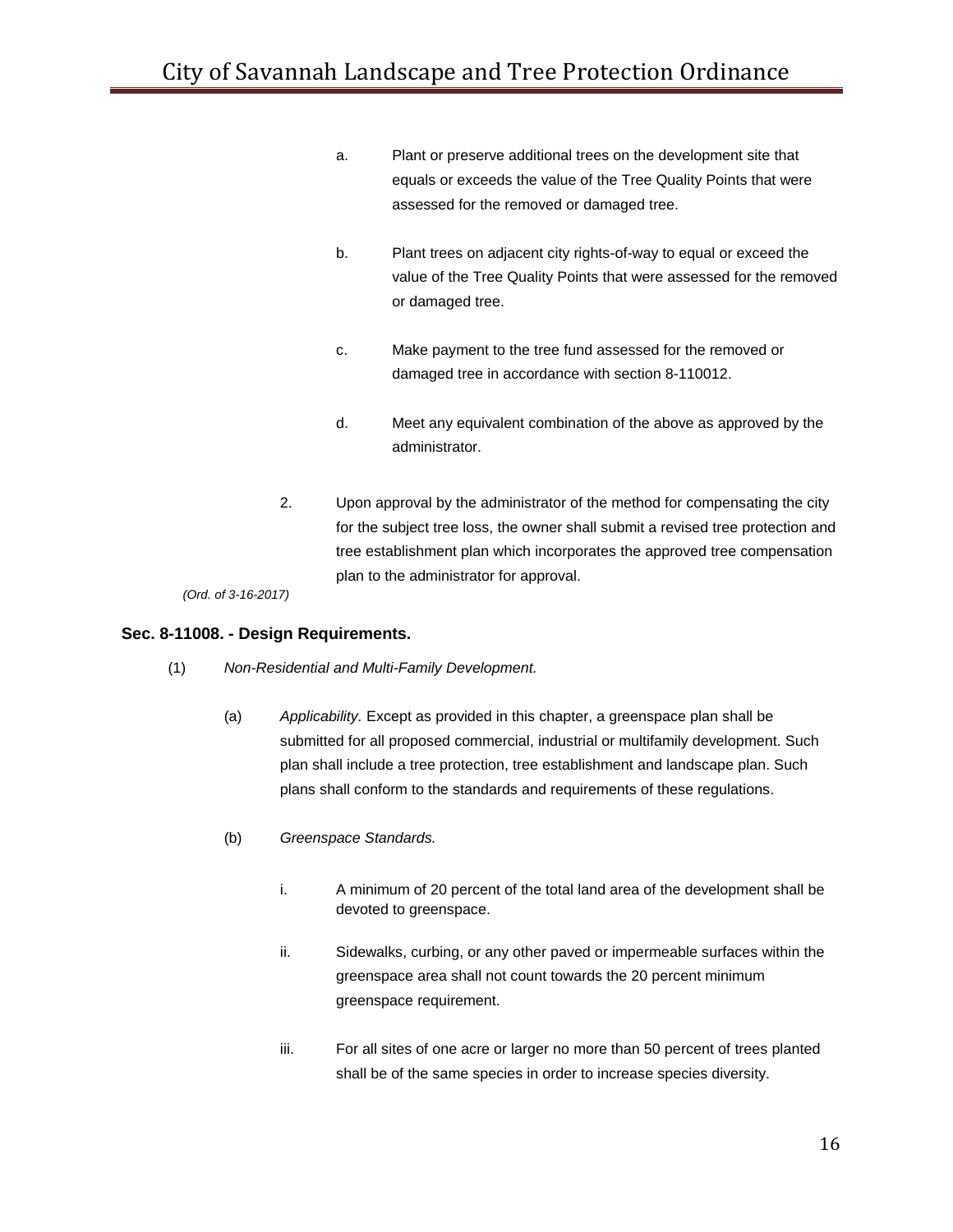a. Plant or preserve additional trees on the development site that equals or exceeds the value of the Tree Quality Points that were assessed for the removed or damaged tree.

b. Plant trees on adjacent city rights-of-way to equal or exceed the value of the Tree Quality Points that were assessed for the removed or damaged tree.

c. Make payment to the tree fund assessed for the removed or damaged tree in accordance with section 8-110012.

d. Meet any equivalent combination of the above as approved by the administrator.

2. Upon approval by the administrator of the method for compensating the city for the subject tree loss, the owner shall submit a revised tree protection and tree establishment plan which incorporates the approved tree compensation plan to the administrator for approval.

*(Ord. of 3-16-2017)*

**Sec. 8-11008. - Design Requirements.**

(1) *Non-Residential and Multi-Family Development.*

(a) *Applicability.* Except as provided in this chapter, a greenspace plan shall be submitted for all proposed commercial, industrial or multifamily development. Such plan shall include a tree protection, tree establishment and landscape plan. Such plans shall conform to the standards and requirements of these regulations.

(b) *Greenspace Standards.*

i. A minimum of 20 percent of the total land area of the development shall be devoted to greenspace.

ii. Sidewalks, curbing, or any other paved or impermeable surfaces within the greenspace area shall not count towards the 20 percent minimum greenspace requirement.

iii. For all sites of one acre or larger no more than 50 percent of trees planted shall be of the same species in order to increase species diversity.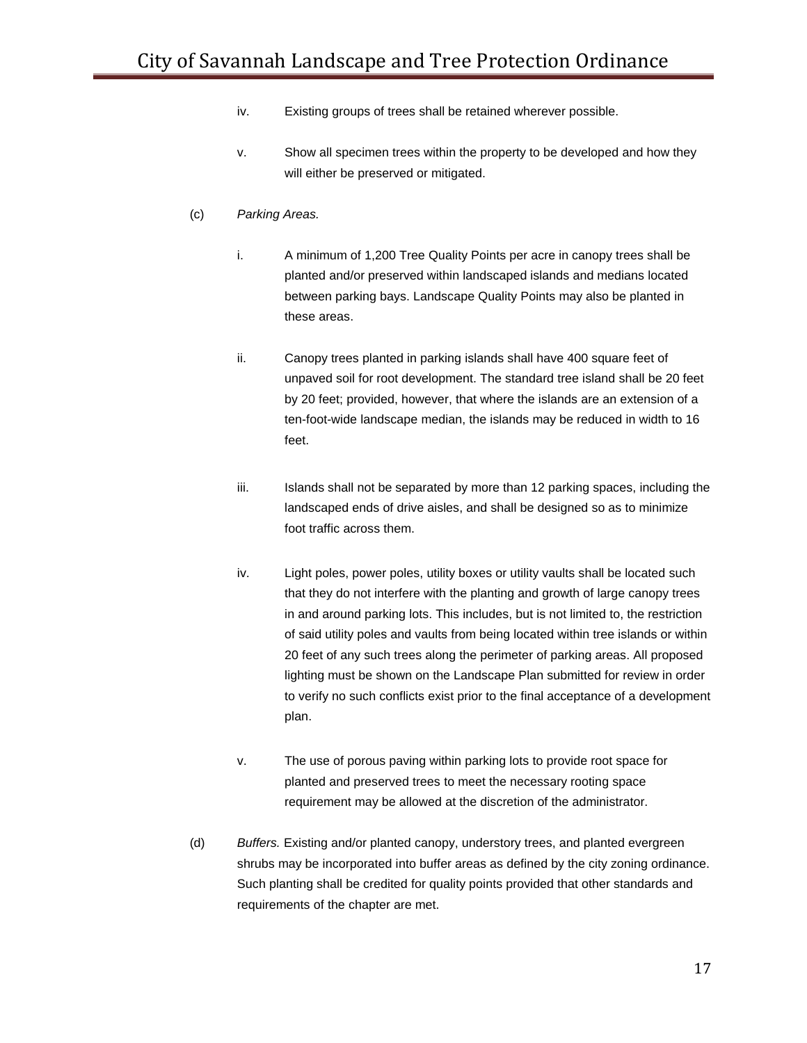iv. Existing groups of trees shall be retained wherever possible.

v. Show all specimen trees within the property to be developed and how they will either be preserved or mitigated.

(c) *Parking Areas.*

i. A minimum of 1,200 Tree Quality Points per acre in canopy trees shall be planted and/or preserved within landscaped islands and medians located between parking bays. Landscape Quality Points may also be planted in these areas.

ii. Canopy trees planted in parking islands shall have 400 square feet of unpaved soil for root development. The standard tree island shall be 20 feet by 20 feet; provided, however, that where the islands are an extension of a ten-foot-wide landscape median, the islands may be reduced in width to 16 feet.

iii. Islands shall not be separated by more than 12 parking spaces, including the landscaped ends of drive aisles, and shall be designed so as to minimize foot traffic across them.

iv. Light poles, power poles, utility boxes or utility vaults shall be located such that they do not interfere with the planting and growth of large canopy trees in and around parking lots. This includes, but is not limited to, the restriction of said utility poles and vaults from being located within tree islands or within 20 feet of any such trees along the perimeter of parking areas. All proposed lighting must be shown on the Landscape Plan submitted for review in order to verify no such conflicts exist prior to the final acceptance of a development plan.

v. The use of porous paving within parking lots to provide root space for planted and preserved trees to meet the necessary rooting space requirement may be allowed at the discretion of the administrator.

(d) *Buffers.* Existing and/or planted canopy, understory trees, and planted evergreen shrubs may be incorporated into buffer areas as defined by the city zoning ordinance. Such planting shall be credited for quality points provided that other standards and requirements of the chapter are met.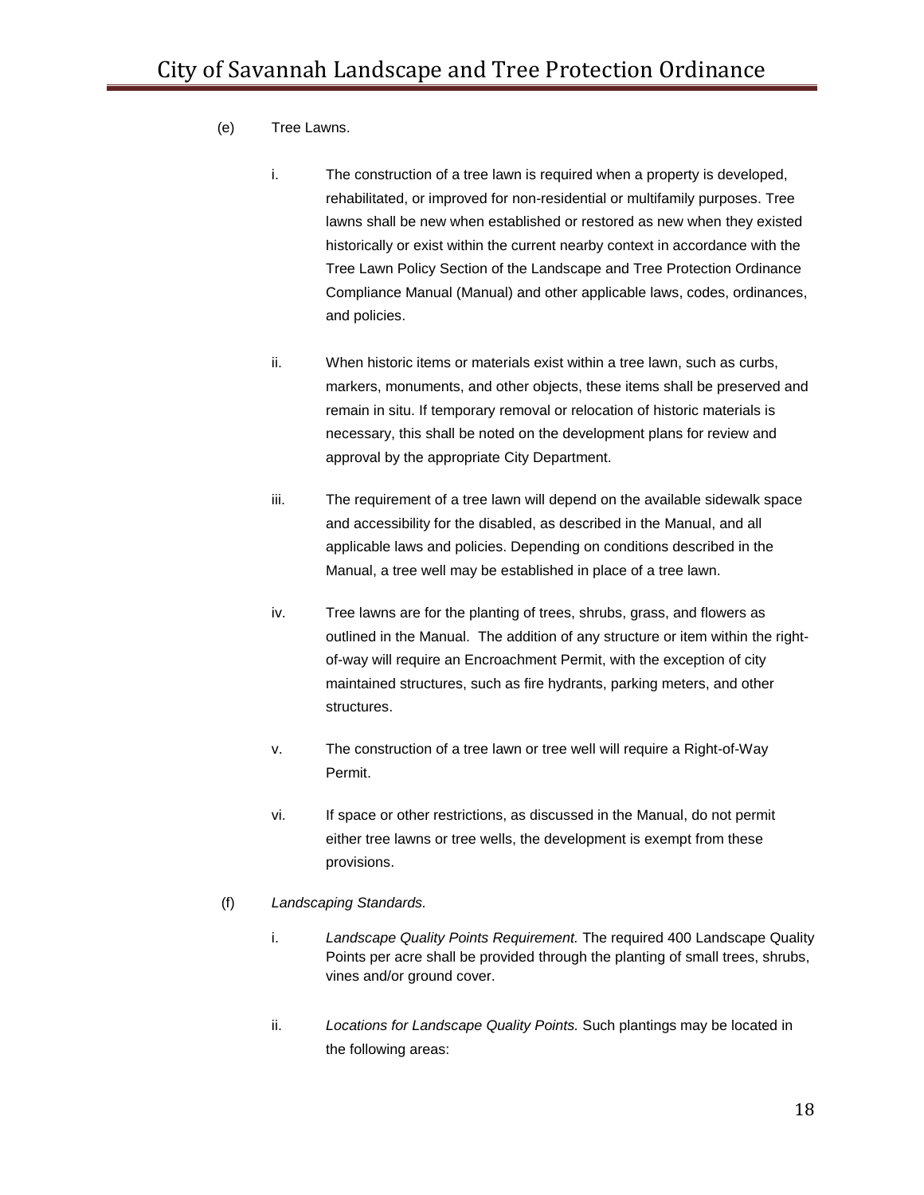(e) Tree Lawns.

i. The construction of a tree lawn is required when a property is developed, rehabilitated, or improved for non-residential or multifamily purposes. Tree lawns shall be new when established or restored as new when they existed historically or exist within the current nearby context in accordance with the Tree Lawn Policy Section of the Landscape and Tree Protection Ordinance Compliance Manual (Manual) and other applicable laws, codes, ordinances, and policies.

ii. When historic items or materials exist within a tree lawn, such as curbs, markers, monuments, and other objects, these items shall be preserved and remain in situ. If temporary removal or relocation of historic materials is necessary, this shall be noted on the development plans for review and approval by the appropriate City Department.

iii. The requirement of a tree lawn will depend on the available sidewalk space and accessibility for the disabled, as described in the Manual, and all applicable laws and policies. Depending on conditions described in the Manual, a tree well may be established in place of a tree lawn.

iv. Tree lawns are for the planting of trees, shrubs, grass, and flowers as outlined in the Manual. The addition of any structure or item within the right-of-way will require an Encroachment Permit, with the exception of city maintained structures, such as fire hydrants, parking meters, and other structures.

v. The construction of a tree lawn or tree well will require a Right-of-Way Permit.

vi. If space or other restrictions, as discussed in the Manual, do not permit either tree lawns or tree wells, the development is exempt from these provisions.

(f) *Landscaping Standards.*

i. *Landscape Quality Points Requirement.* The required 400 Landscape Quality Points per acre shall be provided through the planting of small trees, shrubs, vines and/or ground cover.

ii. *Locations for Landscape Quality Points.* Such plantings may be located in the following areas: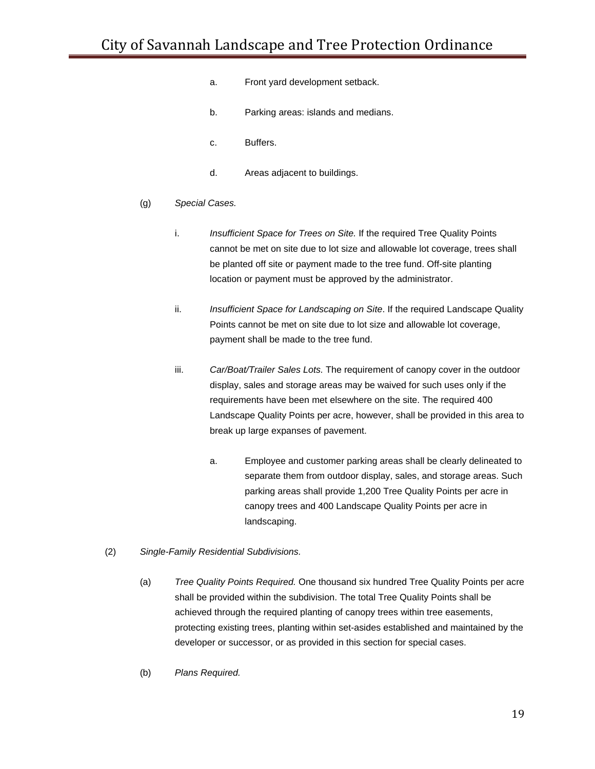a. Front yard development setback.

b. Parking areas: islands and medians.

c. Buffers.

d. Areas adjacent to buildings.

(g) *Special Cases.*

i. *Insufficient Space for Trees on Site.* If the required Tree Quality Points cannot be met on site due to lot size and allowable lot coverage, trees shall be planted off site or payment made to the tree fund. Off-site planting location or payment must be approved by the administrator.

ii. *Insufficient Space for Landscaping on Site*. If the required Landscape Quality Points cannot be met on site due to lot size and allowable lot coverage, payment shall be made to the tree fund.

iii. *Car/Boat/Trailer Sales Lots.* The requirement of canopy cover in the outdoor display, sales and storage areas may be waived for such uses only if the requirements have been met elsewhere on the site. The required 400 Landscape Quality Points per acre, however, shall be provided in this area to break up large expanses of pavement.

a. Employee and customer parking areas shall be clearly delineated to separate them from outdoor display, sales, and storage areas. Such parking areas shall provide 1,200 Tree Quality Points per acre in canopy trees and 400 Landscape Quality Points per acre in landscaping.

(2) *Single-Family Residential Subdivisions.*

(a) *Tree Quality Points Required.* One thousand six hundred Tree Quality Points per acre shall be provided within the subdivision. The total Tree Quality Points shall be achieved through the required planting of canopy trees within tree easements, protecting existing trees, planting within set-asides established and maintained by the developer or successor, or as provided in this section for special cases.

(b) *Plans Required.*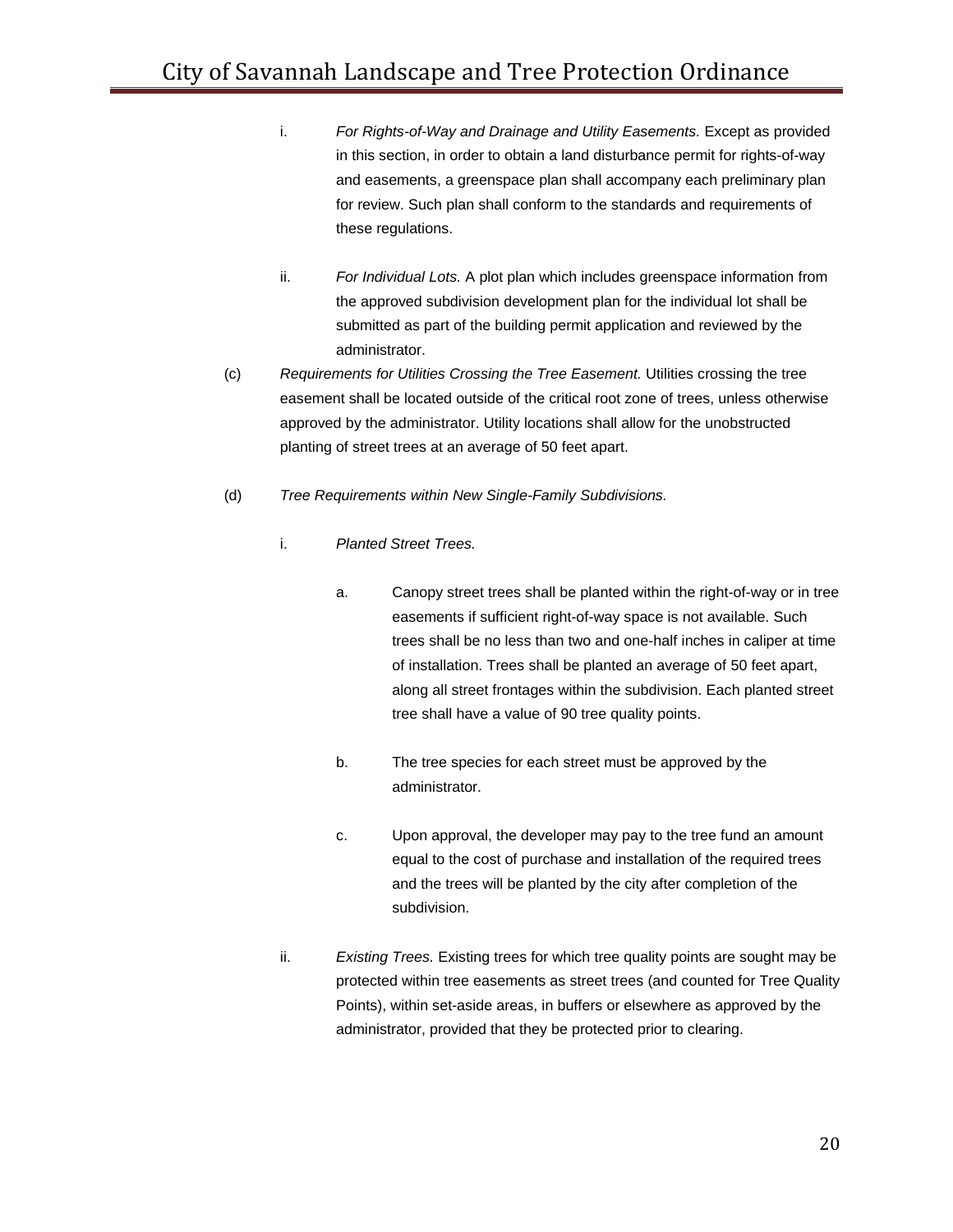i. *For Rights-of-Way and Drainage and Utility Easements.* Except as provided in this section, in order to obtain a land disturbance permit for rights-of-way and easements, a greenspace plan shall accompany each preliminary plan for review. Such plan shall conform to the standards and requirements of these regulations.

ii. *For Individual Lots.* A plot plan which includes greenspace information from the approved subdivision development plan for the individual lot shall be submitted as part of the building permit application and reviewed by the administrator.

(c) *Requirements for Utilities Crossing the Tree Easement.* Utilities crossing the tree easement shall be located outside of the critical root zone of trees, unless otherwise approved by the administrator. Utility locations shall allow for the unobstructed planting of street trees at an average of 50 feet apart.

(d) *Tree Requirements within New Single-Family Subdivisions.*

i. *Planted Street Trees.*

a. Canopy street trees shall be planted within the right-of-way or in tree easements if sufficient right-of-way space is not available. Such trees shall be no less than two and one-half inches in caliper at time of installation. Trees shall be planted an average of 50 feet apart, along all street frontages within the subdivision. Each planted street tree shall have a value of 90 tree quality points.

b. The tree species for each street must be approved by the administrator.

c. Upon approval, the developer may pay to the tree fund an amount equal to the cost of purchase and installation of the required trees and the trees will be planted by the city after completion of the subdivision.

ii. *Existing Trees.* Existing trees for which tree quality points are sought may be protected within tree easements as street trees (and counted for Tree Quality Points), within set-aside areas, in buffers or elsewhere as approved by the administrator, provided that they be protected prior to clearing.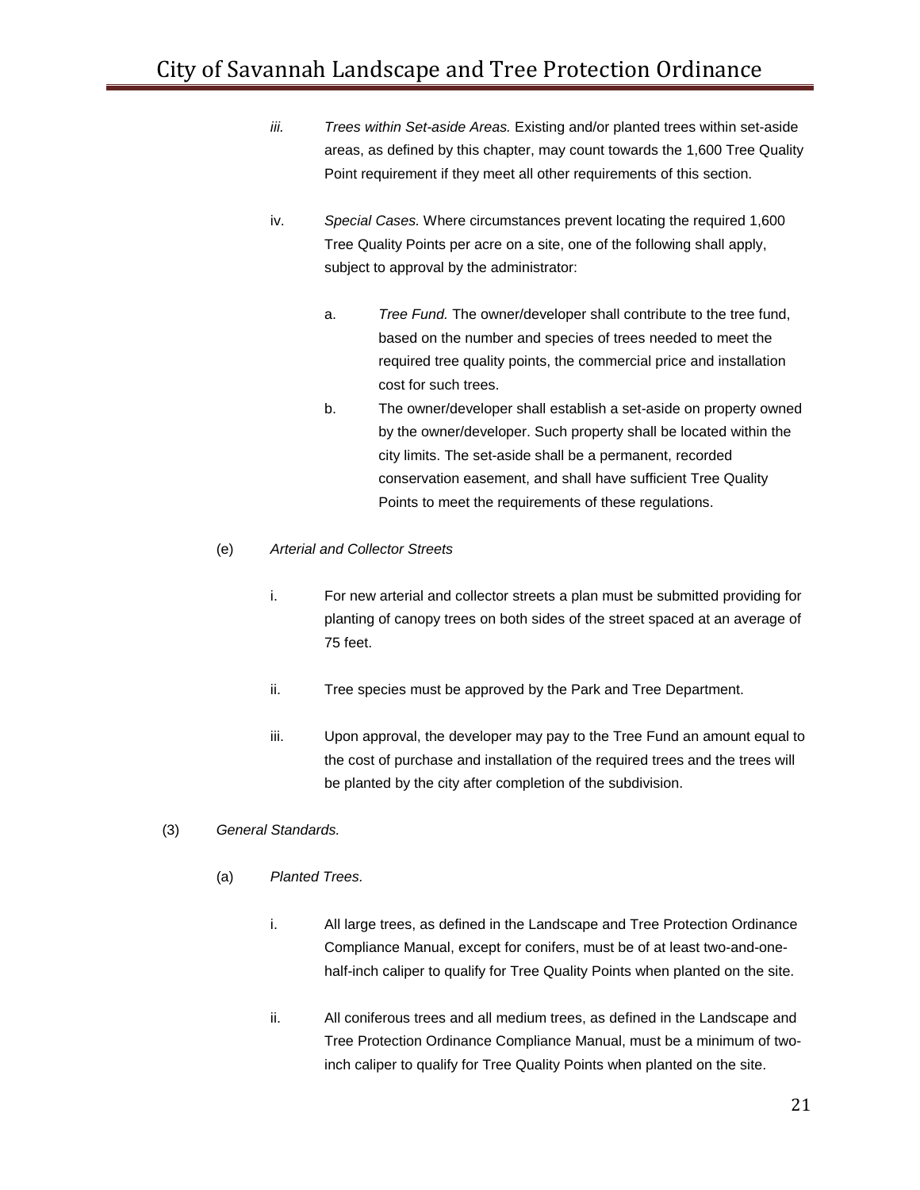iii. *Trees within Set-aside Areas.* Existing and/or planted trees within set-aside areas, as defined by this chapter, may count towards the 1,600 Tree Quality Point requirement if they meet all other requirements of this section.

iv. *Special Cases.* Where circumstances prevent locating the required 1,600 Tree Quality Points per acre on a site, one of the following shall apply, subject to approval by the administrator:

a. *Tree Fund.* The owner/developer shall contribute to the tree fund, based on the number and species of trees needed to meet the required tree quality points, the commercial price and installation cost for such trees.

b. The owner/developer shall establish a set-aside on property owned by the owner/developer. Such property shall be located within the city limits. The set-aside shall be a permanent, recorded conservation easement, and shall have sufficient Tree Quality Points to meet the requirements of these regulations.

(e) *Arterial and Collector Streets*

i. For new arterial and collector streets a plan must be submitted providing for planting of canopy trees on both sides of the street spaced at an average of 75 feet.

ii. Tree species must be approved by the Park and Tree Department.

iii. Upon approval, the developer may pay to the Tree Fund an amount equal to the cost of purchase and installation of the required trees and the trees will be planted by the city after completion of the subdivision.

(3) *General Standards.*

(a) *Planted Trees.*

i. All large trees, as defined in the Landscape and Tree Protection Ordinance Compliance Manual, except for conifers, must be of at least two-and-one-half-inch caliper to qualify for Tree Quality Points when planted on the site.

ii. All coniferous trees and all medium trees, as defined in the Landscape and Tree Protection Ordinance Compliance Manual, must be a minimum of two-inch caliper to qualify for Tree Quality Points when planted on the site.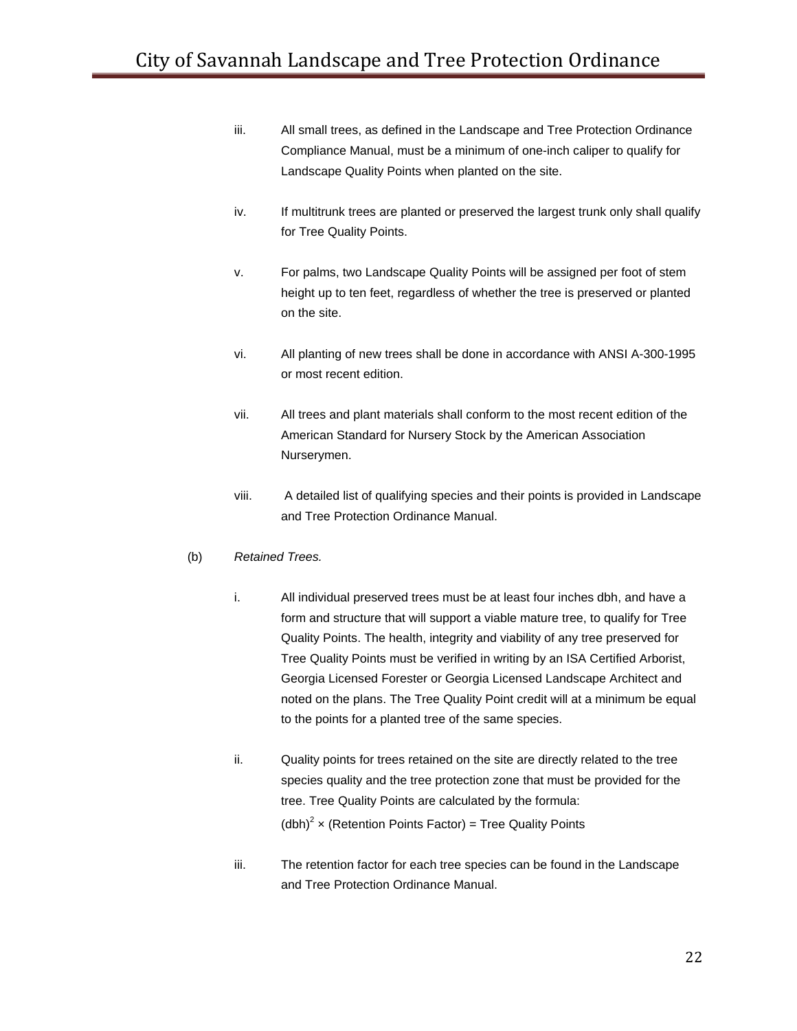iii. All small trees, as defined in the Landscape and Tree Protection Ordinance Compliance Manual, must be a minimum of one-inch caliper to qualify for Landscape Quality Points when planted on the site.

iv. If multitrunk trees are planted or preserved the largest trunk only shall qualify for Tree Quality Points.

v. For palms, two Landscape Quality Points will be assigned per foot of stem height up to ten feet, regardless of whether the tree is preserved or planted on the site.

vi. All planting of new trees shall be done in accordance with ANSI A-300-1995 or most recent edition.

vii. All trees and plant materials shall conform to the most recent edition of the American Standard for Nursery Stock by the American Association Nurserymen.

viii. A detailed list of qualifying species and their points is provided in Landscape and Tree Protection Ordinance Manual.

(b) *Retained Trees.*

i. All individual preserved trees must be at least four inches dbh, and have a form and structure that will support a viable mature tree, to qualify for Tree Quality Points. The health, integrity and viability of any tree preserved for Tree Quality Points must be verified in writing by an ISA Certified Arborist, Georgia Licensed Forester or Georgia Licensed Landscape Architect and noted on the plans. The Tree Quality Point credit will at a minimum be equal to the points for a planted tree of the same species.

ii. Quality points for trees retained on the site are directly related to the tree species quality and the tree protection zone that must be provided for the tree. Tree Quality Points are calculated by the formula:

$(\text{dbh})^2 \times (\text{Retention Points Factor}) = \text{Tree Quality Points}$

iii. The retention factor for each tree species can be found in the Landscape and Tree Protection Ordinance Manual.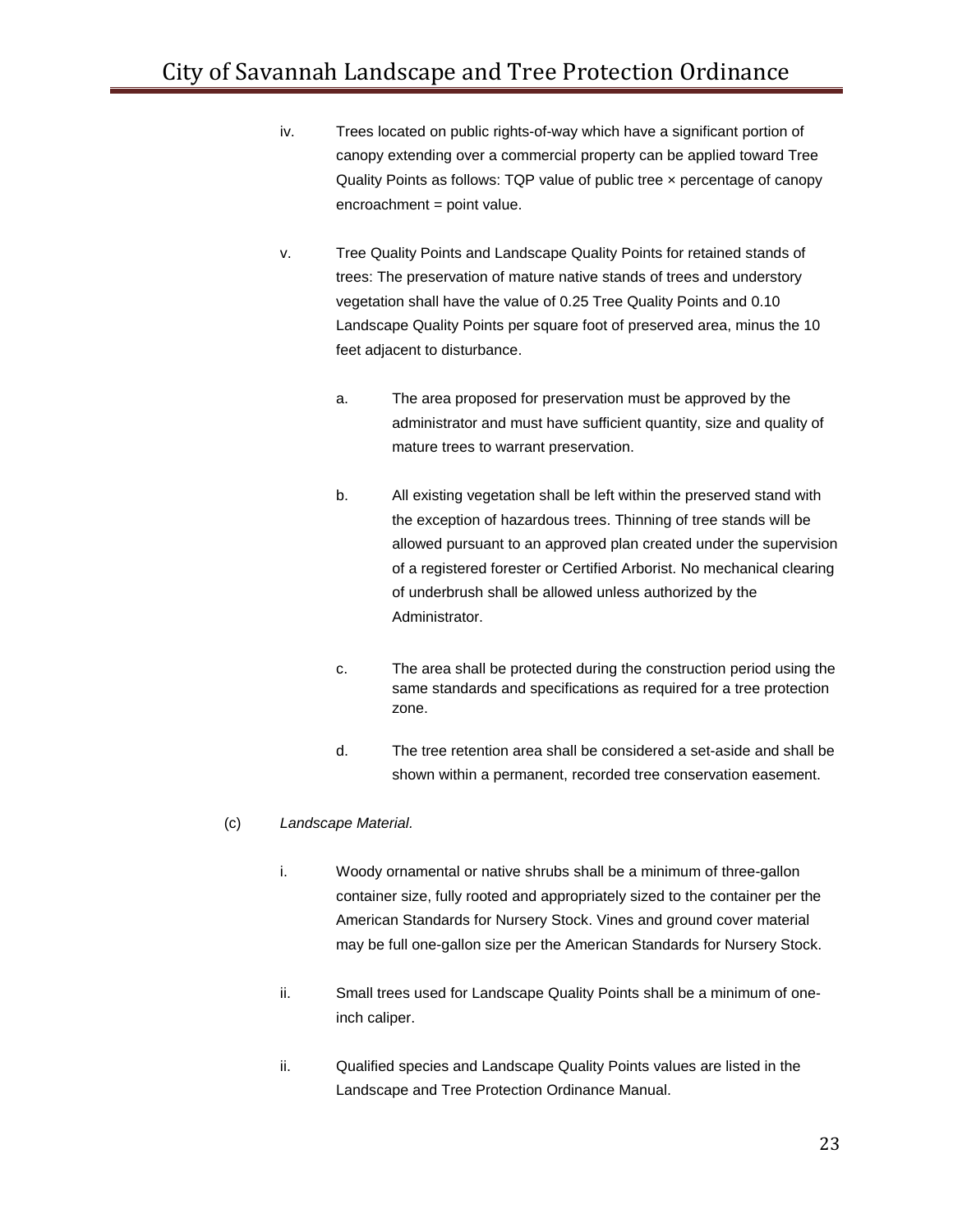iv. Trees located on public rights-of-way which have a significant portion of canopy extending over a commercial property can be applied toward Tree Quality Points as follows: TQP value of public tree × percentage of canopy encroachment = point value.

v. Tree Quality Points and Landscape Quality Points for retained stands of trees: The preservation of mature native stands of trees and understory vegetation shall have the value of 0.25 Tree Quality Points and 0.10 Landscape Quality Points per square foot of preserved area, minus the 10 feet adjacent to disturbance.

a. The area proposed for preservation must be approved by the administrator and must have sufficient quantity, size and quality of mature trees to warrant preservation.

b. All existing vegetation shall be left within the preserved stand with the exception of hazardous trees. Thinning of tree stands will be allowed pursuant to an approved plan created under the supervision of a registered forester or Certified Arborist. No mechanical clearing of underbrush shall be allowed unless authorized by the Administrator.

c. The area shall be protected during the construction period using the same standards and specifications as required for a tree protection zone.

d. The tree retention area shall be considered a set-aside and shall be shown within a permanent, recorded tree conservation easement.

(c) *Landscape Material.*

i. Woody ornamental or native shrubs shall be a minimum of three-gallon container size, fully rooted and appropriately sized to the container per the American Standards for Nursery Stock. Vines and ground cover material may be full one-gallon size per the American Standards for Nursery Stock.

ii. Small trees used for Landscape Quality Points shall be a minimum of one-inch caliper.

ii. Qualified species and Landscape Quality Points values are listed in the Landscape and Tree Protection Ordinance Manual.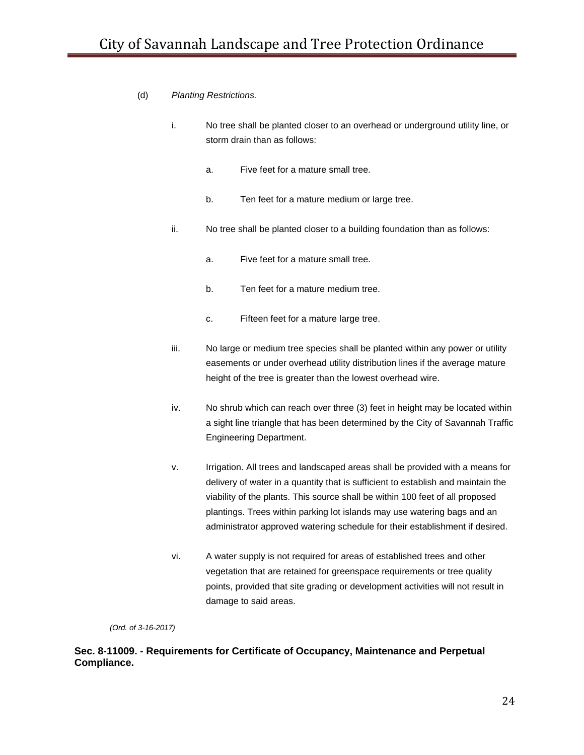(d) *Planting Restrictions.*

i. No tree shall be planted closer to an overhead or underground utility line, or storm drain than as follows:

a. Five feet for a mature small tree.

b. Ten feet for a mature medium or large tree.

ii. No tree shall be planted closer to a building foundation than as follows:

a. Five feet for a mature small tree.

b. Ten feet for a mature medium tree.

c. Fifteen feet for a mature large tree.

iii. No large or medium tree species shall be planted within any power or utility easements or under overhead utility distribution lines if the average mature height of the tree is greater than the lowest overhead wire.

iv. No shrub which can reach over three (3) feet in height may be located within a sight line triangle that has been determined by the City of Savannah Traffic Engineering Department.

v. Irrigation. All trees and landscaped areas shall be provided with a means for delivery of water in a quantity that is sufficient to establish and maintain the viability of the plants. This source shall be within 100 feet of all proposed plantings. Trees within parking lot islands may use watering bags and an administrator approved watering schedule for their establishment if desired.

vi. A water supply is not required for areas of established trees and other vegetation that are retained for greenspace requirements or tree quality points, provided that site grading or development activities will not result in damage to said areas.

*(Ord. of 3-16-2017)*

### Sec. 8-11009. - Requirements for Certificate of Occupancy, Maintenance and Perpetual Compliance.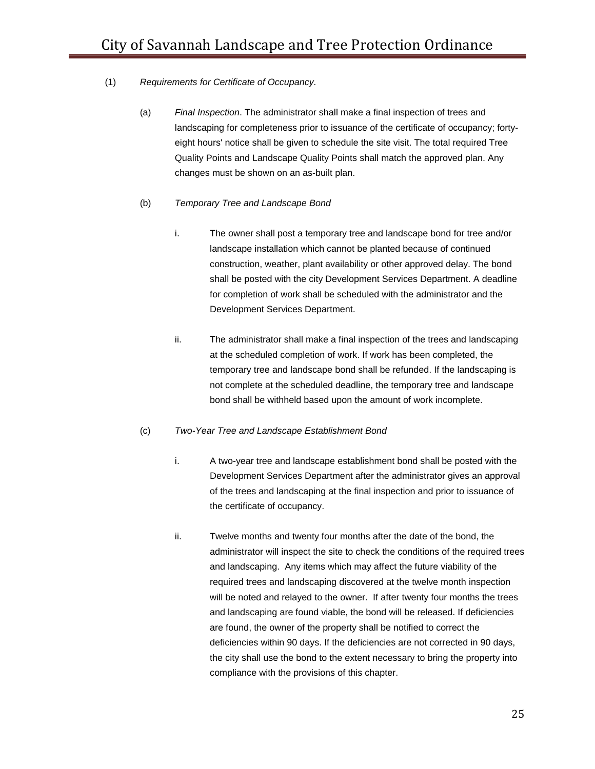(1) *Requirements for Certificate of Occupancy*.

(a) *Final Inspection*. The administrator shall make a final inspection of trees and landscaping for completeness prior to issuance of the certificate of occupancy; forty-eight hours' notice shall be given to schedule the site visit. The total required Tree Quality Points and Landscape Quality Points shall match the approved plan. Any changes must be shown on an as-built plan.

(b) *Temporary Tree and Landscape Bond*

i. The owner shall post a temporary tree and landscape bond for tree and/or landscape installation which cannot be planted because of continued construction, weather, plant availability or other approved delay. The bond shall be posted with the city Development Services Department. A deadline for completion of work shall be scheduled with the administrator and the Development Services Department.

ii. The administrator shall make a final inspection of the trees and landscaping at the scheduled completion of work. If work has been completed, the temporary tree and landscape bond shall be refunded. If the landscaping is not complete at the scheduled deadline, the temporary tree and landscape bond shall be withheld based upon the amount of work incomplete.

(c) *Two-Year Tree and Landscape Establishment Bond*

i. A two-year tree and landscape establishment bond shall be posted with the Development Services Department after the administrator gives an approval of the trees and landscaping at the final inspection and prior to issuance of the certificate of occupancy.

ii. Twelve months and twenty four months after the date of the bond, the administrator will inspect the site to check the conditions of the required trees and landscaping. Any items which may affect the future viability of the required trees and landscaping discovered at the twelve month inspection will be noted and relayed to the owner. If after twenty four months the trees and landscaping are found viable, the bond will be released. If deficiencies are found, the owner of the property shall be notified to correct the deficiencies within 90 days. If the deficiencies are not corrected in 90 days, the city shall use the bond to the extent necessary to bring the property into compliance with the provisions of this chapter.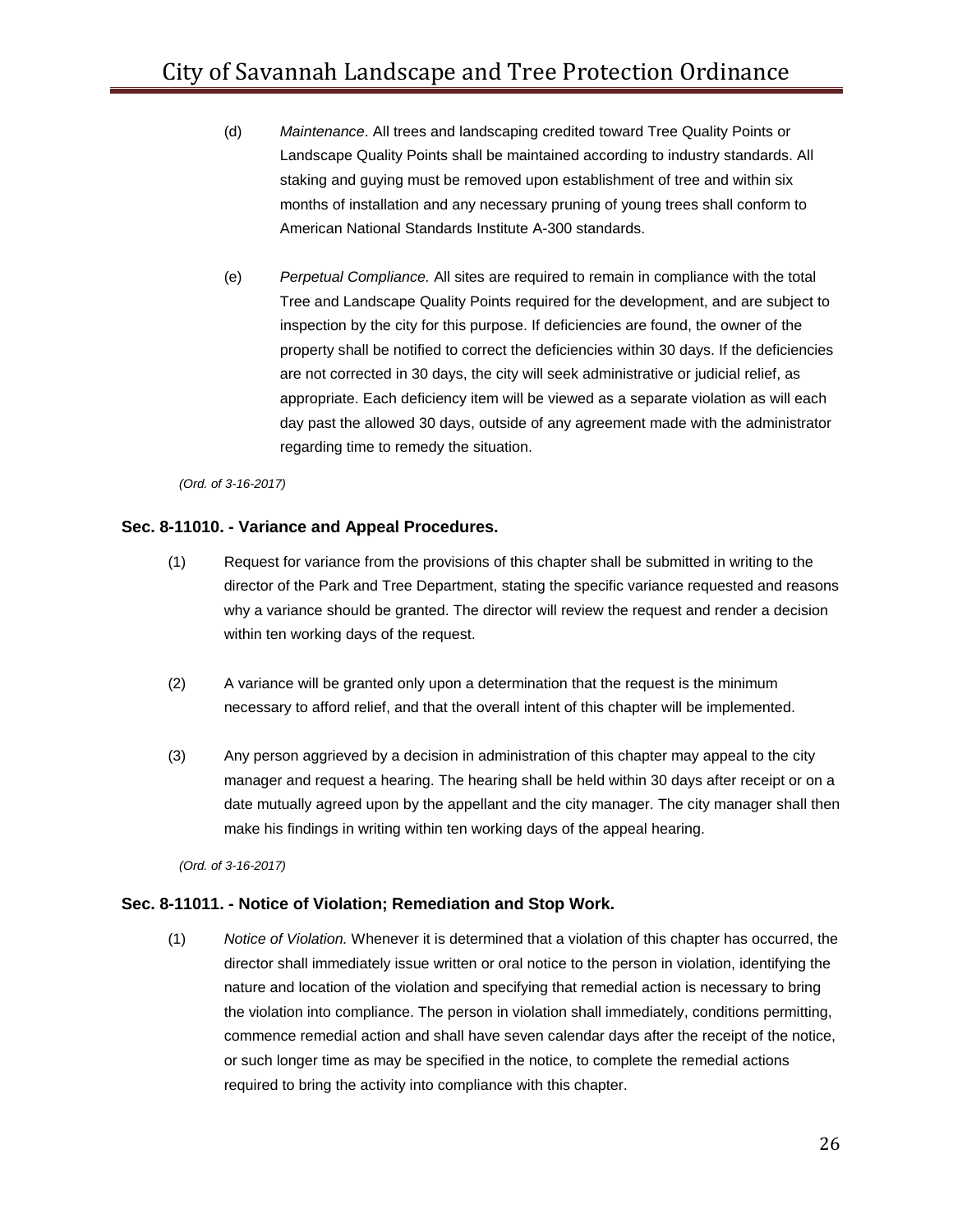(d) *Maintenance*. All trees and landscaping credited toward Tree Quality Points or Landscape Quality Points shall be maintained according to industry standards. All staking and guying must be removed upon establishment of tree and within six months of installation and any necessary pruning of young trees shall conform to American National Standards Institute A-300 standards.

(e) *Perpetual Compliance.* All sites are required to remain in compliance with the total Tree and Landscape Quality Points required for the development, and are subject to inspection by the city for this purpose. If deficiencies are found, the owner of the property shall be notified to correct the deficiencies within 30 days. If the deficiencies are not corrected in 30 days, the city will seek administrative or judicial relief, as appropriate. Each deficiency item will be viewed as a separate violation as will each day past the allowed 30 days, outside of any agreement made with the administrator regarding time to remedy the situation.

*(Ord. of 3-16-2017)*

### Sec. 8-11010. - Variance and Appeal Procedures.

(1) Request for variance from the provisions of this chapter shall be submitted in writing to the director of the Park and Tree Department, stating the specific variance requested and reasons why a variance should be granted. The director will review the request and render a decision within ten working days of the request.

(2) A variance will be granted only upon a determination that the request is the minimum necessary to afford relief, and that the overall intent of this chapter will be implemented.

(3) Any person aggrieved by a decision in administration of this chapter may appeal to the city manager and request a hearing. The hearing shall be held within 30 days after receipt or on a date mutually agreed upon by the appellant and the city manager. The city manager shall then make his findings in writing within ten working days of the appeal hearing.

*(Ord. of 3-16-2017)*

### Sec. 8-11011. - Notice of Violation; Remediation and Stop Work.

(1) *Notice of Violation.* Whenever it is determined that a violation of this chapter has occurred, the director shall immediately issue written or oral notice to the person in violation, identifying the nature and location of the violation and specifying that remedial action is necessary to bring the violation into compliance. The person in violation shall immediately, conditions permitting, commence remedial action and shall have seven calendar days after the receipt of the notice, or such longer time as may be specified in the notice, to complete the remedial actions required to bring the activity into compliance with this chapter.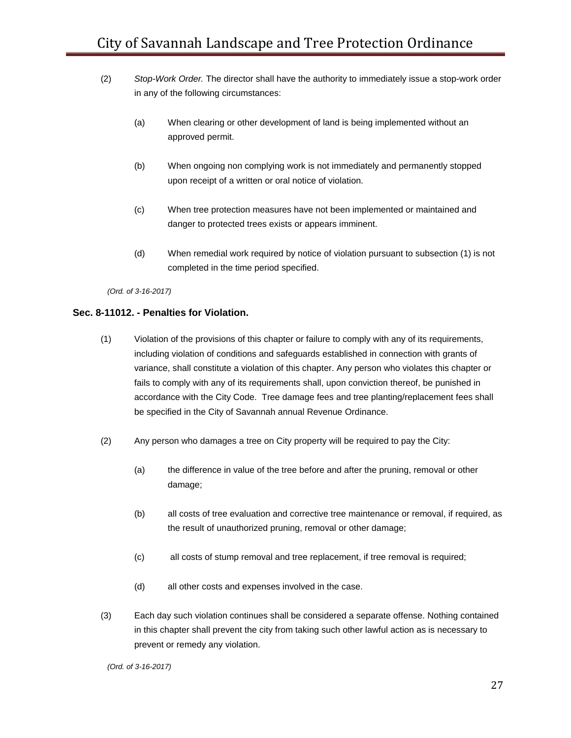(2) *Stop-Work Order.* The director shall have the authority to immediately issue a stop-work order in any of the following circumstances:

(a) When clearing or other development of land is being implemented without an approved permit.

(b) When ongoing non complying work is not immediately and permanently stopped upon receipt of a written or oral notice of violation.

(c) When tree protection measures have not been implemented or maintained and danger to protected trees exists or appears imminent.

(d) When remedial work required by notice of violation pursuant to subsection (1) is not completed in the time period specified.

*(Ord. of 3-16-2017)*

### Sec. 8-11012. - Penalties for Violation.

(1) Violation of the provisions of this chapter or failure to comply with any of its requirements, including violation of conditions and safeguards established in connection with grants of variance, shall constitute a violation of this chapter. Any person who violates this chapter or fails to comply with any of its requirements shall, upon conviction thereof, be punished in accordance with the City Code. Tree damage fees and tree planting/replacement fees shall be specified in the City of Savannah annual Revenue Ordinance.

(2) Any person who damages a tree on City property will be required to pay the City:

(a) the difference in value of the tree before and after the pruning, removal or other damage;

(b) all costs of tree evaluation and corrective tree maintenance or removal, if required, as the result of unauthorized pruning, removal or other damage;

(c) all costs of stump removal and tree replacement, if tree removal is required;

(d) all other costs and expenses involved in the case.

(3) Each day such violation continues shall be considered a separate offense. Nothing contained in this chapter shall prevent the city from taking such other lawful action as is necessary to prevent or remedy any violation.

*(Ord. of 3-16-2017)*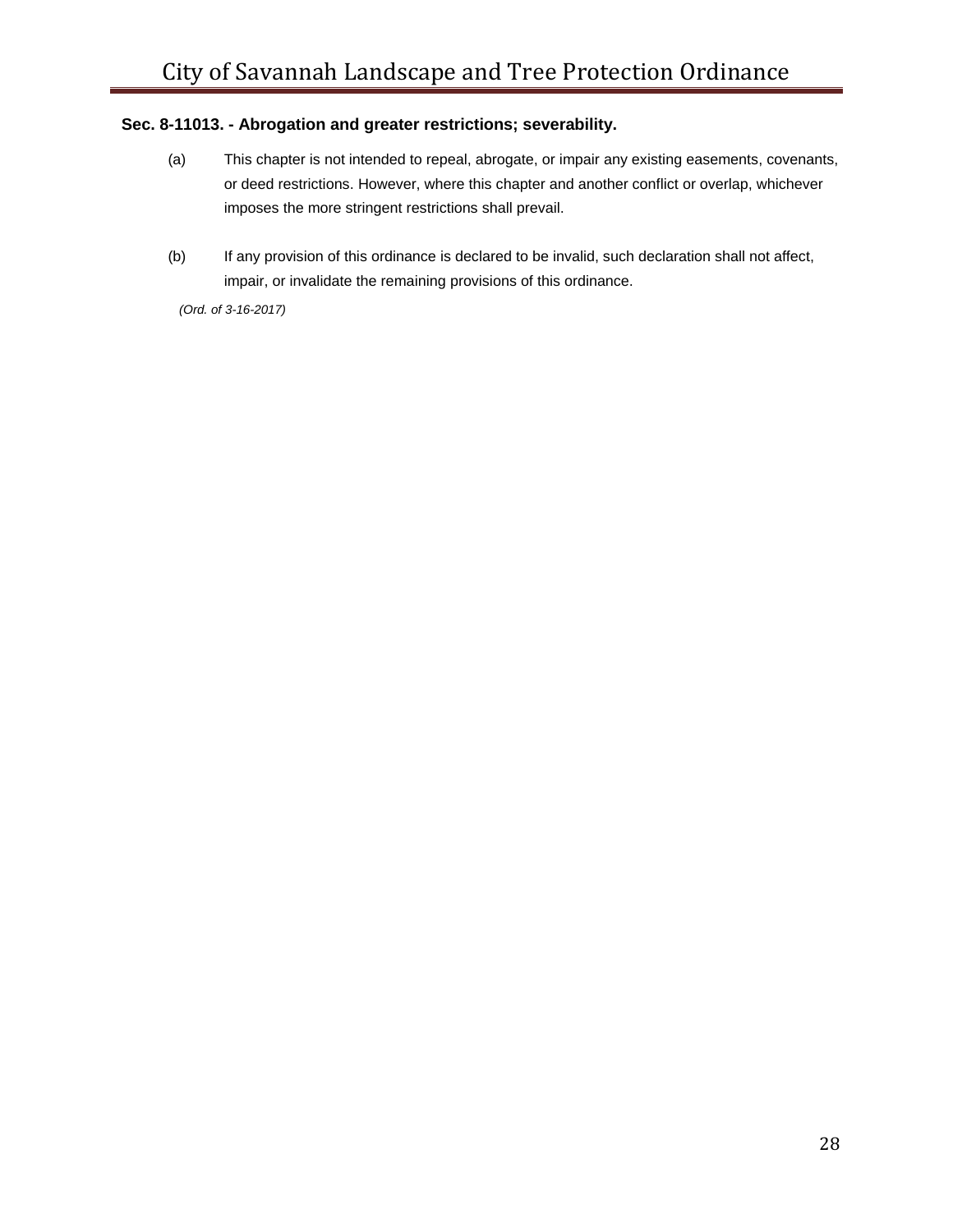### Sec. 8-11013. - Abrogation and greater restrictions; severability.

(a) This chapter is not intended to repeal, abrogate, or impair any existing easements, covenants, or deed restrictions. However, where this chapter and another conflict or overlap, whichever imposes the more stringent restrictions shall prevail.

(b) If any provision of this ordinance is declared to be invalid, such declaration shall not affect, impair, or invalidate the remaining provisions of this ordinance.

*(Ord. of 3-16-2017)*